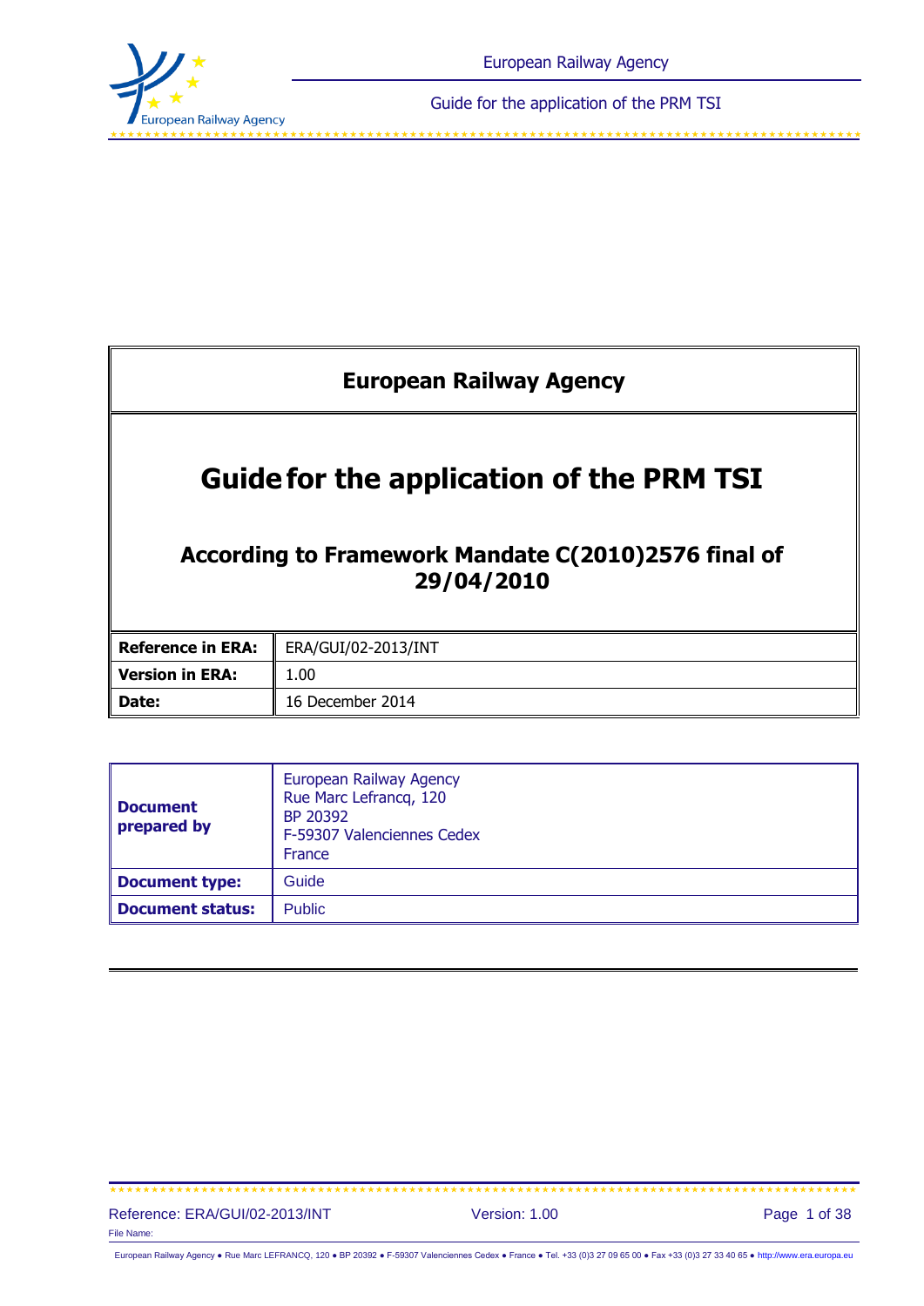# European Railway Agency

# Guide for the application of the PRM TSI

## According to Framework Mandate C(2010)2576 final of 29/04/2010

| | |
|---|---|
| **Reference in ERA:** | ERA/GUI/02-2013/INT |
| **Version in ERA:** | 1.00 |
| **Date:** | 16 December 2014 |

| | |
|---|---|
| **Document prepared by** | European Railway Agency<br>Rue Marc Lefrancq, 120<br>BP 20392<br>F-59307 Valenciennes Cedex<br>France |
| **Document type:** | Guide |
| **Document status:** | Public |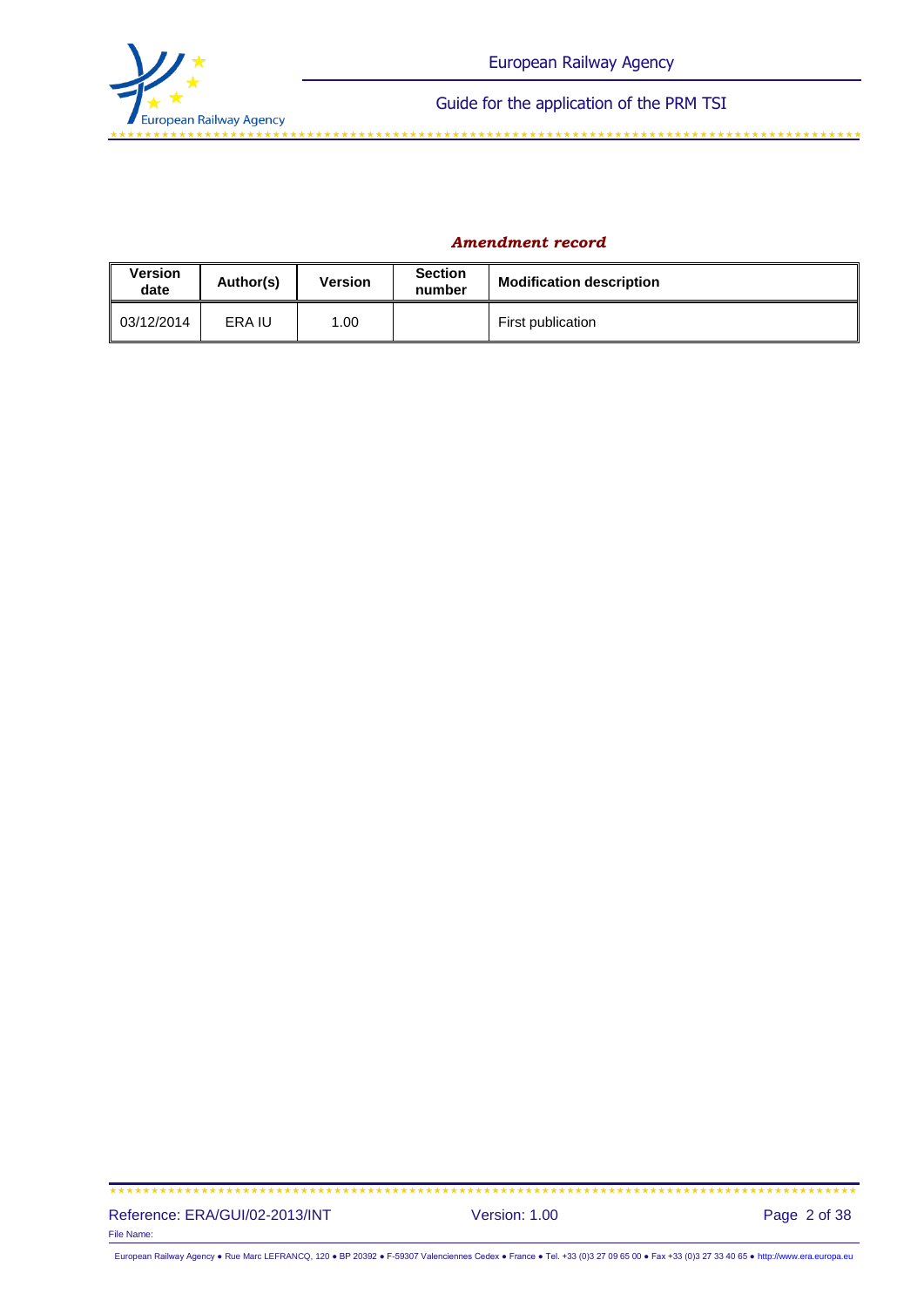***Amendment record***

| Version date | Author(s) | Version | Section number | Modification description |
|---|---|---|---|---|
| 03/12/2014 | ERA IU | 1.00 | | First publication |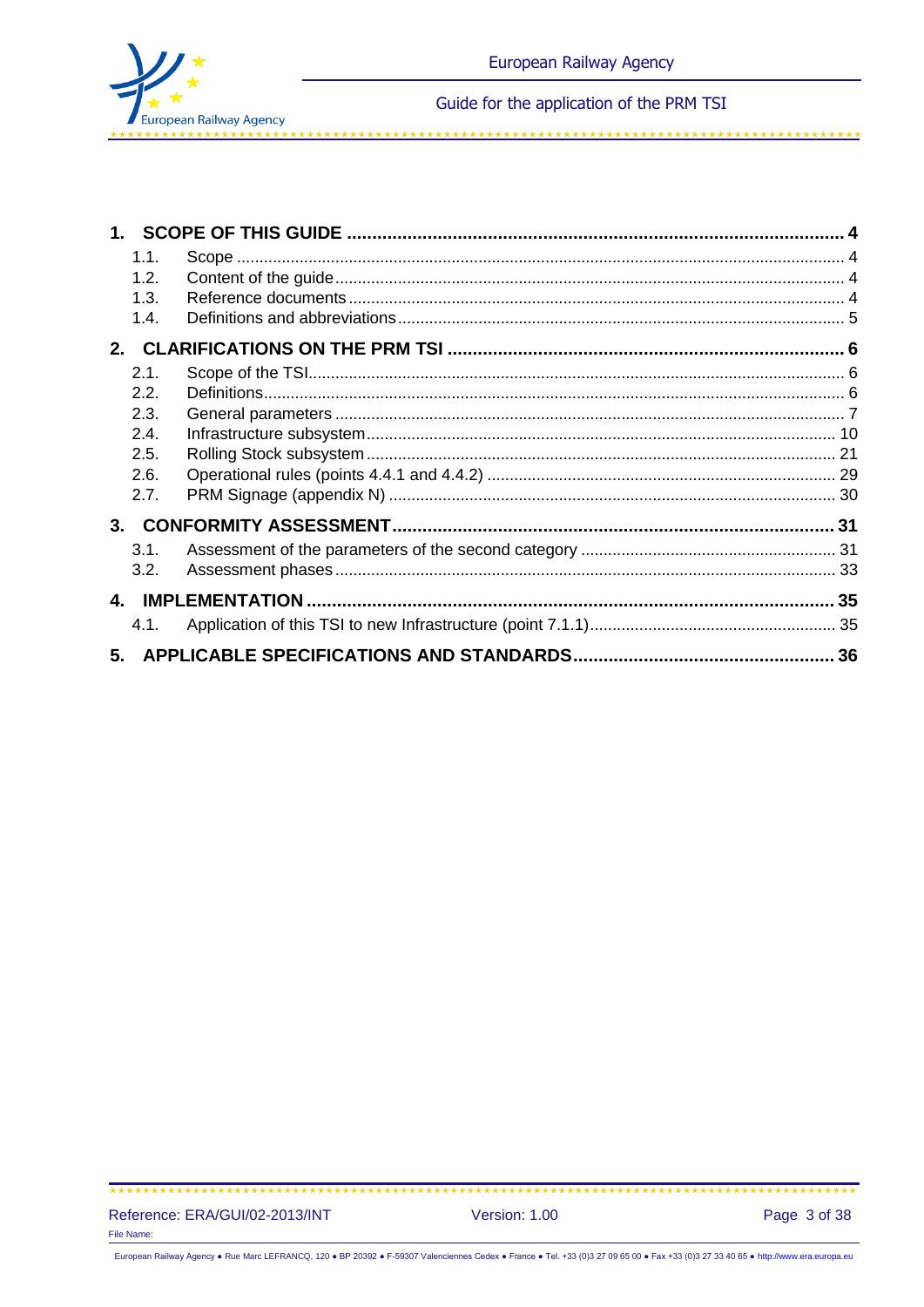1. **SCOPE OF THIS GUIDE** ..... **4**
   - 1.1. Scope ..... 4
   - 1.2. Content of the guide ..... 4
   - 1.3. Reference documents ..... 4
   - 1.4. Definitions and abbreviations ..... 5
2. **CLARIFICATIONS ON THE PRM TSI** ..... **6**
   - 2.1. Scope of the TSI ..... 6
   - 2.2. Definitions ..... 6
   - 2.3. General parameters ..... 7
   - 2.4. Infrastructure subsystem ..... 10
   - 2.5. Rolling Stock subsystem ..... 21
   - 2.6. Operational rules (points 4.4.1 and 4.4.2) ..... 29
   - 2.7. PRM Signage (appendix N) ..... 30
3. **CONFORMITY ASSESSMENT** ..... **31**
   - 3.1. Assessment of the parameters of the second category ..... 31
   - 3.2. Assessment phases ..... 33
4. **IMPLEMENTATION** ..... **35**
   - 4.1. Application of this TSI to new Infrastructure (point 7.1.1) ..... 35
5. **APPLICABLE SPECIFICATIONS AND STANDARDS** ..... **36**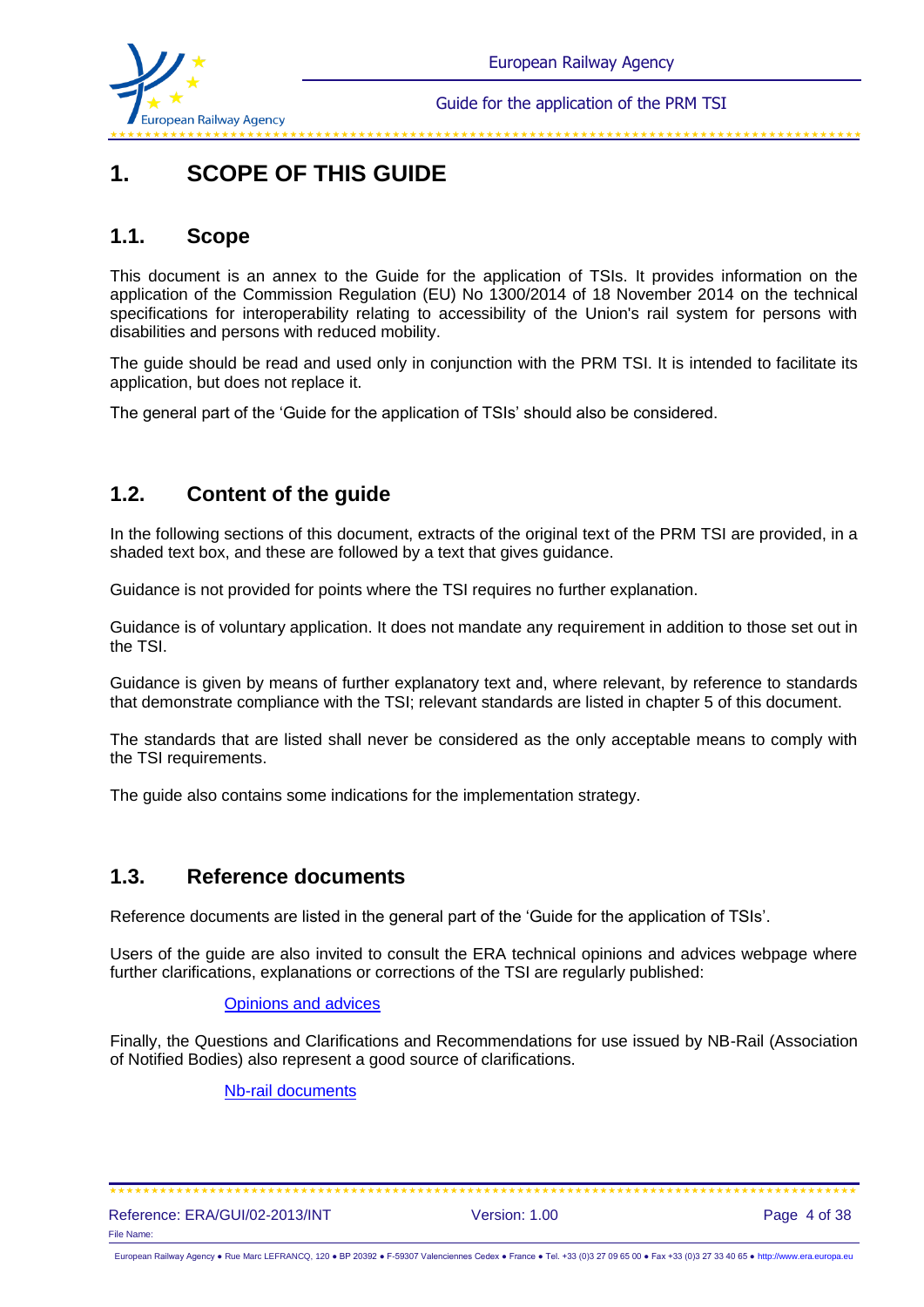# 1. SCOPE OF THIS GUIDE

## 1.1. Scope

This document is an annex to the Guide for the application of TSIs. It provides information on the application of the Commission Regulation (EU) No 1300/2014 of 18 November 2014 on the technical specifications for interoperability relating to accessibility of the Union's rail system for persons with disabilities and persons with reduced mobility.

The guide should be read and used only in conjunction with the PRM TSI. It is intended to facilitate its application, but does not replace it.

The general part of the 'Guide for the application of TSIs' should also be considered.

## 1.2. Content of the guide

In the following sections of this document, extracts of the original text of the PRM TSI are provided, in a shaded text box, and these are followed by a text that gives guidance.

Guidance is not provided for points where the TSI requires no further explanation.

Guidance is of voluntary application. It does not mandate any requirement in addition to those set out in the TSI.

Guidance is given by means of further explanatory text and, where relevant, by reference to standards that demonstrate compliance with the TSI; relevant standards are listed in chapter 5 of this document.

The standards that are listed shall never be considered as the only acceptable means to comply with the TSI requirements.

The guide also contains some indications for the implementation strategy.

## 1.3. Reference documents

Reference documents are listed in the general part of the 'Guide for the application of TSIs'.

Users of the guide are also invited to consult the ERA technical opinions and advices webpage where further clarifications, explanations or corrections of the TSI are regularly published:

Opinions and advices

Finally, the Questions and Clarifications and Recommendations for use issued by NB-Rail (Association of Notified Bodies) also represent a good source of clarifications.

Nb-rail documents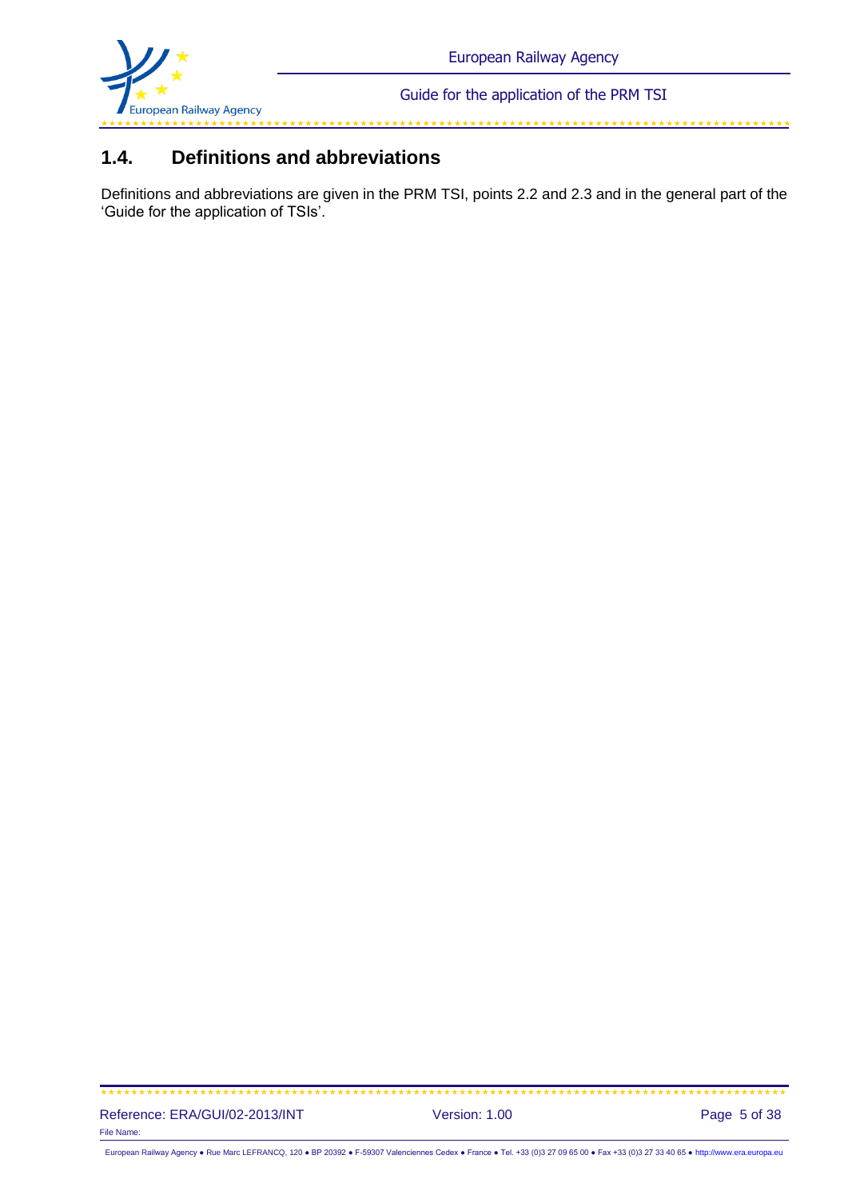## 1.4. Definitions and abbreviations

Definitions and abbreviations are given in the PRM TSI, points 2.2 and 2.3 and in the general part of the 'Guide for the application of TSIs'.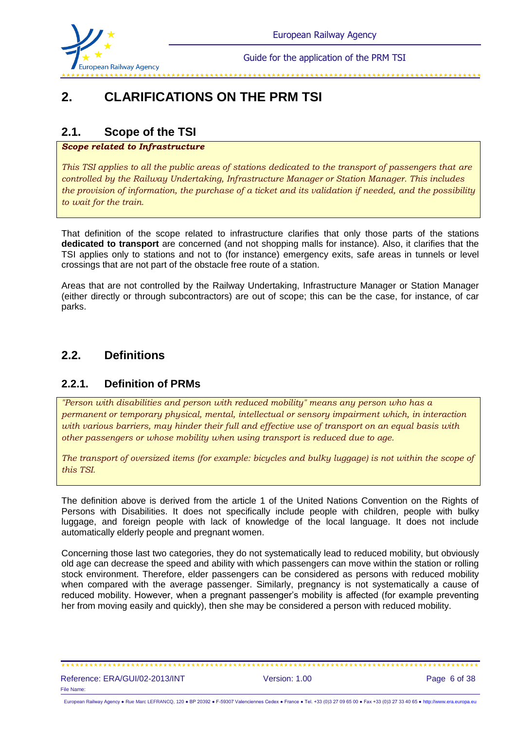# 2. CLARIFICATIONS ON THE PRM TSI

## 2.1. Scope of the TSI

> ***Scope related to Infrastructure***
>
> *This TSI applies to all the public areas of stations dedicated to the transport of passengers that are controlled by the Railway Undertaking, Infrastructure Manager or Station Manager. This includes the provision of information, the purchase of a ticket and its validation if needed, and the possibility to wait for the train.*

That definition of the scope related to infrastructure clarifies that only those parts of the stations **dedicated to transport** are concerned (and not shopping malls for instance). Also, it clarifies that the TSI applies only to stations and not to (for instance) emergency exits, safe areas in tunnels or level crossings that are not part of the obstacle free route of a station.

Areas that are not controlled by the Railway Undertaking, Infrastructure Manager or Station Manager (either directly or through subcontractors) are out of scope; this can be the case, for instance, of car parks.

## 2.2. Definitions

### 2.2.1. Definition of PRMs

> *"Person with disabilities and person with reduced mobility" means any person who has a permanent or temporary physical, mental, intellectual or sensory impairment which, in interaction with various barriers, may hinder their full and effective use of transport on an equal basis with other passengers or whose mobility when using transport is reduced due to age.*
>
> *The transport of oversized items (for example: bicycles and bulky luggage) is not within the scope of this TSI.*

The definition above is derived from the article 1 of the United Nations Convention on the Rights of Persons with Disabilities. It does not specifically include people with children, people with bulky luggage, and foreign people with lack of knowledge of the local language. It does not include automatically elderly people and pregnant women.

Concerning those last two categories, they do not systematically lead to reduced mobility, but obviously old age can decrease the speed and ability with which passengers can move within the station or rolling stock environment. Therefore, elder passengers can be considered as persons with reduced mobility when compared with the average passenger. Similarly, pregnancy is not systematically a cause of reduced mobility. However, when a pregnant passenger's mobility is affected (for example preventing her from moving easily and quickly), then she may be considered a person with reduced mobility.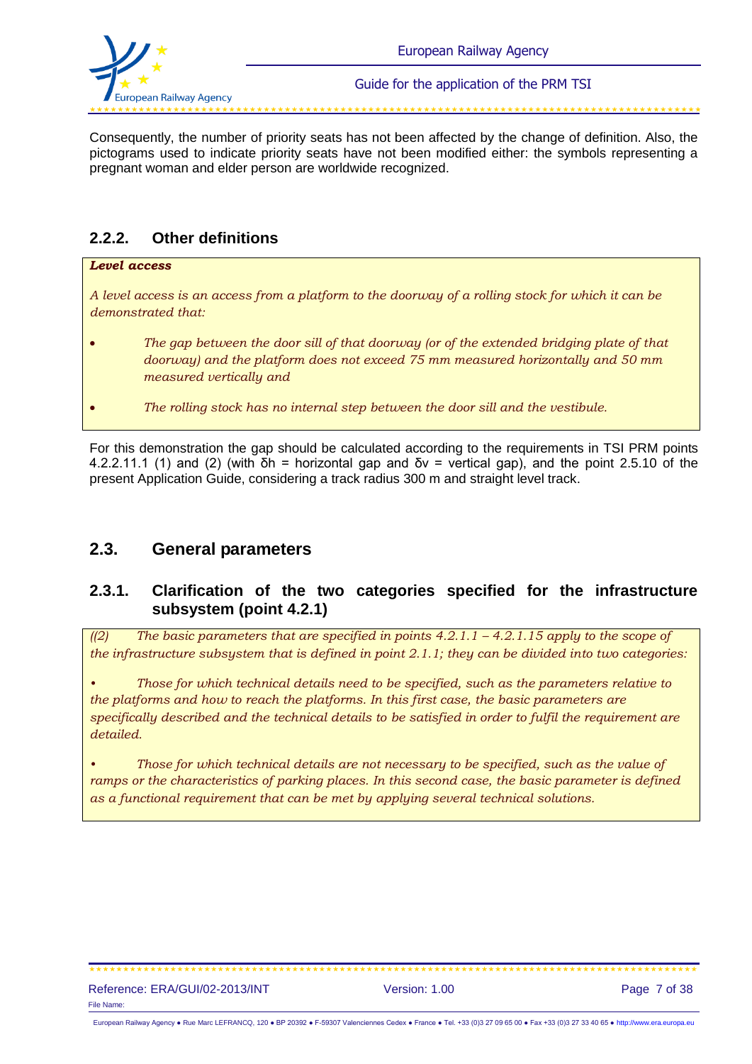Consequently, the number of priority seats has not been affected by the change of definition. Also, the pictograms used to indicate priority seats have not been modified either: the symbols representing a pregnant woman and elder person are worldwide recognized.

### 2.2.2. Other definitions

> ***Level access***
>
> *A level access is an access from a platform to the doorway of a rolling stock for which it can be demonstrated that:*
>
> - *The gap between the door sill of that doorway (or of the extended bridging plate of that doorway) and the platform does not exceed 75 mm measured horizontally and 50 mm measured vertically and*
> - *The rolling stock has no internal step between the door sill and the vestibule.*

For this demonstration the gap should be calculated according to the requirements in TSI PRM points 4.2.2.11.1 (1) and (2) (with $\delta h$ = horizontal gap and $\delta v$ = vertical gap), and the point 2.5.10 of the present Application Guide, considering a track radius 300 m and straight level track.

## 2.3. General parameters

### 2.3.1. Clarification of the two categories specified for the infrastructure subsystem (point 4.2.1)

> *((2) The basic parameters that are specified in points 4.2.1.1 – 4.2.1.15 apply to the scope of the infrastructure subsystem that is defined in point 2.1.1; they can be divided into two categories:*
>
> - *Those for which technical details need to be specified, such as the parameters relative to the platforms and how to reach the platforms. In this first case, the basic parameters are specifically described and the technical details to be satisfied in order to fulfil the requirement are detailed.*
> - *Those for which technical details are not necessary to be specified, such as the value of ramps or the characteristics of parking places. In this second case, the basic parameter is defined as a functional requirement that can be met by applying several technical solutions.*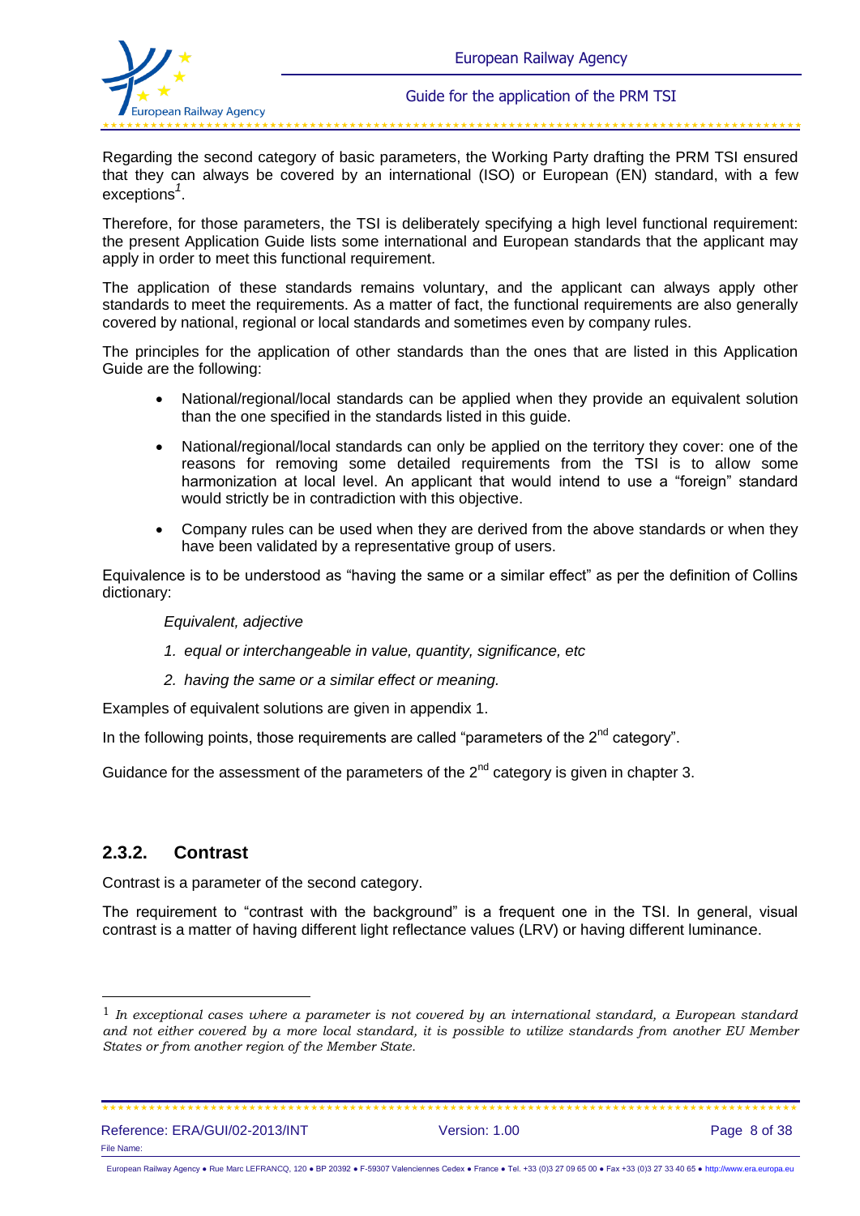Regarding the second category of basic parameters, the Working Party drafting the PRM TSI ensured that they can always be covered by an international (ISO) or European (EN) standard, with a few exceptions[1].

Therefore, for those parameters, the TSI is deliberately specifying a high level functional requirement: the present Application Guide lists some international and European standards that the applicant may apply in order to meet this functional requirement.

The application of these standards remains voluntary, and the applicant can always apply other standards to meet the requirements. As a matter of fact, the functional requirements are also generally covered by national, regional or local standards and sometimes even by company rules.

The principles for the application of other standards than the ones that are listed in this Application Guide are the following:

- National/regional/local standards can be applied when they provide an equivalent solution than the one specified in the standards listed in this guide.
- National/regional/local standards can only be applied on the territory they cover: one of the reasons for removing some detailed requirements from the TSI is to allow some harmonization at local level. An applicant that would intend to use a "foreign" standard would strictly be in contradiction with this objective.
- Company rules can be used when they are derived from the above standards or when they have been validated by a representative group of users.

Equivalence is to be understood as "having the same or a similar effect" as per the definition of Collins dictionary:

> *Equivalent, adjective*
>
> *1. equal or interchangeable in value, quantity, significance, etc*
>
> *2. having the same or a similar effect or meaning.*

Examples of equivalent solutions are given in appendix 1.

In the following points, those requirements are called "parameters of the 2nd category".

Guidance for the assessment of the parameters of the 2nd category is given in chapter 3.

### 2.3.2. Contrast

Contrast is a parameter of the second category.

The requirement to "contrast with the background" is a frequent one in the TSI. In general, visual contrast is a matter of having different light reflectance values (LRV) or having different luminance.

---

[1] *In exceptional cases where a parameter is not covered by an international standard, a European standard and not either covered by a more local standard, it is possible to utilize standards from another EU Member States or from another region of the Member State.*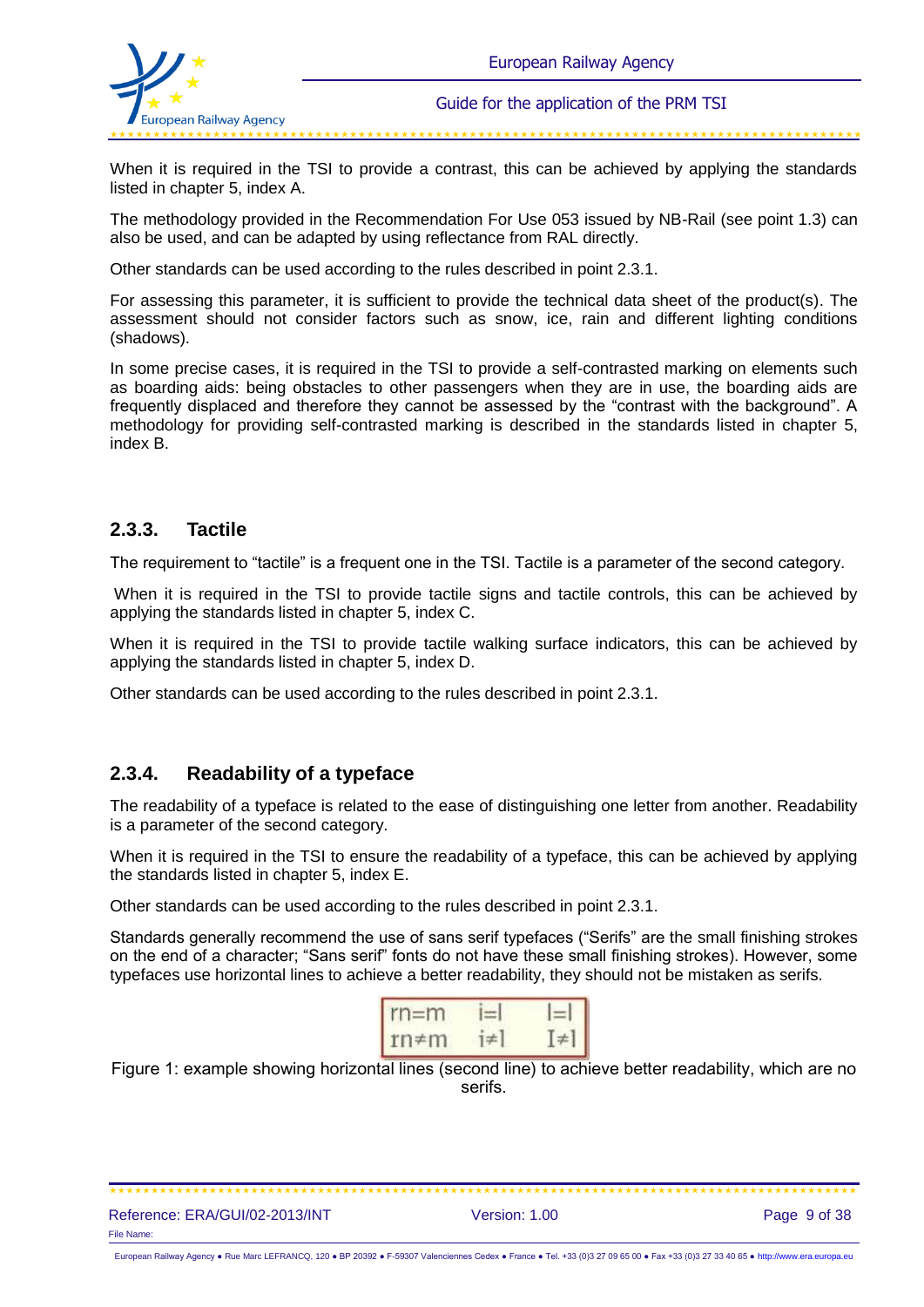When it is required in the TSI to provide a contrast, this can be achieved by applying the standards listed in chapter 5, index A.

The methodology provided in the Recommendation For Use 053 issued by NB-Rail (see point 1.3) can also be used, and can be adapted by using reflectance from RAL directly.

Other standards can be used according to the rules described in point 2.3.1.

For assessing this parameter, it is sufficient to provide the technical data sheet of the product(s). The assessment should not consider factors such as snow, ice, rain and different lighting conditions (shadows).

In some precise cases, it is required in the TSI to provide a self-contrasted marking on elements such as boarding aids: being obstacles to other passengers when they are in use, the boarding aids are frequently displaced and therefore they cannot be assessed by the "contrast with the background". A methodology for providing self-contrasted marking is described in the standards listed in chapter 5, index B.

### 2.3.3. Tactile

The requirement to "tactile" is a frequent one in the TSI. Tactile is a parameter of the second category.

When it is required in the TSI to provide tactile signs and tactile controls, this can be achieved by applying the standards listed in chapter 5, index C.

When it is required in the TSI to provide tactile walking surface indicators, this can be achieved by applying the standards listed in chapter 5, index D.

Other standards can be used according to the rules described in point 2.3.1.

### 2.3.4. Readability of a typeface

The readability of a typeface is related to the ease of distinguishing one letter from another. Readability is a parameter of the second category.

When it is required in the TSI to ensure the readability of a typeface, this can be achieved by applying the standards listed in chapter 5, index E.

Other standards can be used according to the rules described in point 2.3.1.

Standards generally recommend the use of sans serif typefaces ("Serifs" are the small finishing strokes on the end of a character; "Sans serif" fonts do not have these small finishing strokes). However, some typefaces use horizontal lines to achieve a better readability, they should not be mistaken as serifs.

| rn=m | i=l | I=l |
|---|---|---|
| rn≠m | i≠l | I≠l |

Figure 1: example showing horizontal lines (second line) to achieve better readability, which are no serifs.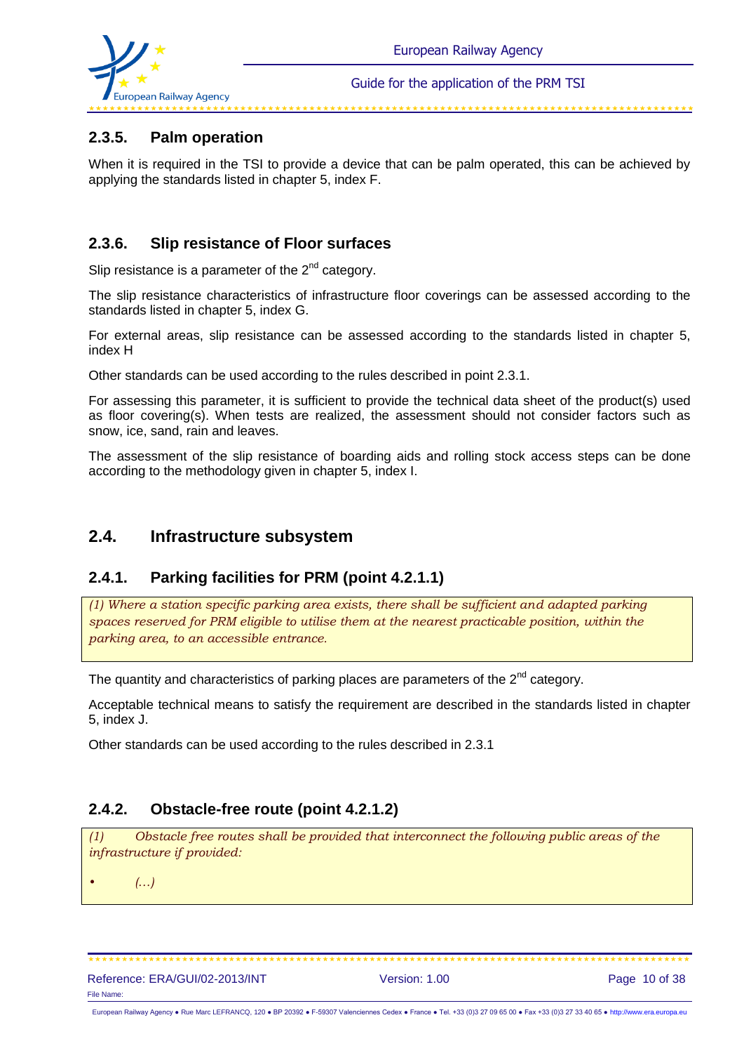### 2.3.5. Palm operation

When it is required in the TSI to provide a device that can be palm operated, this can be achieved by applying the standards listed in chapter 5, index F.

### 2.3.6. Slip resistance of Floor surfaces

Slip resistance is a parameter of the 2nd category.

The slip resistance characteristics of infrastructure floor coverings can be assessed according to the standards listed in chapter 5, index G.

For external areas, slip resistance can be assessed according to the standards listed in chapter 5, index H

Other standards can be used according to the rules described in point 2.3.1.

For assessing this parameter, it is sufficient to provide the technical data sheet of the product(s) used as floor covering(s). When tests are realized, the assessment should not consider factors such as snow, ice, sand, rain and leaves.

The assessment of the slip resistance of boarding aids and rolling stock access steps can be done according to the methodology given in chapter 5, index I.

## 2.4. Infrastructure subsystem

### 2.4.1. Parking facilities for PRM (point 4.2.1.1)

> *(1) Where a station specific parking area exists, there shall be sufficient and adapted parking spaces reserved for PRM eligible to utilise them at the nearest practicable position, within the parking area, to an accessible entrance.*

The quantity and characteristics of parking places are parameters of the 2nd category.

Acceptable technical means to satisfy the requirement are described in the standards listed in chapter 5, index J.

Other standards can be used according to the rules described in 2.3.1

### 2.4.2. Obstacle-free route (point 4.2.1.2)

> *(1) Obstacle free routes shall be provided that interconnect the following public areas of the infrastructure if provided:*
>
> - *(…)*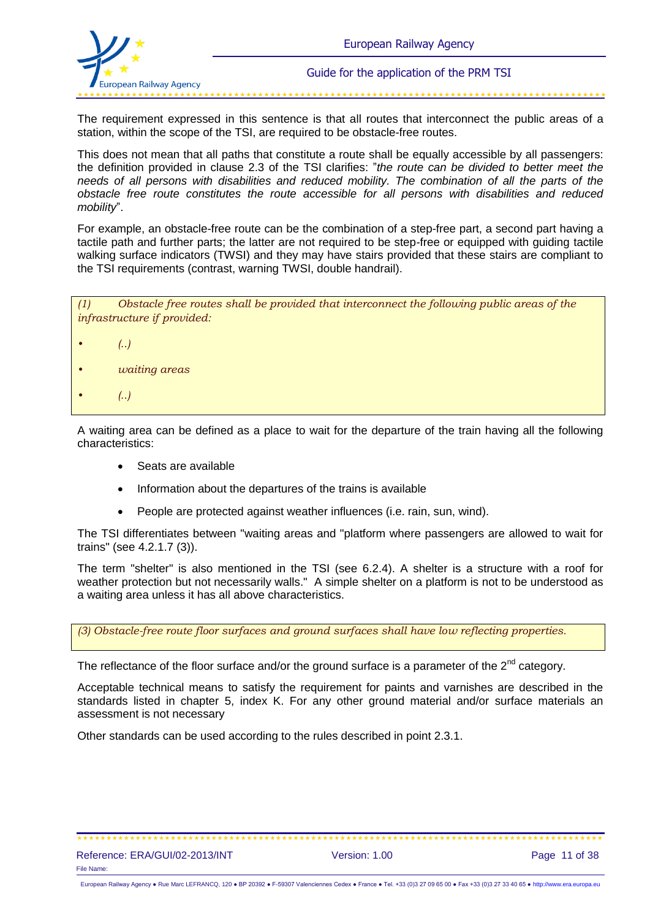The requirement expressed in this sentence is that all routes that interconnect the public areas of a station, within the scope of the TSI, are required to be obstacle-free routes.

This does not mean that all paths that constitute a route shall be equally accessible by all passengers: the definition provided in clause 2.3 of the TSI clarifies: "*the route can be divided to better meet the needs of all persons with disabilities and reduced mobility. The combination of all the parts of the obstacle free route constitutes the route accessible for all persons with disabilities and reduced mobility*".

For example, an obstacle-free route can be the combination of a step-free part, a second part having a tactile path and further parts; the latter are not required to be step-free or equipped with guiding tactile walking surface indicators (TWSI) and they may have stairs provided that these stairs are compliant to the TSI requirements (contrast, warning TWSI, double handrail).

> *(1) Obstacle free routes shall be provided that interconnect the following public areas of the infrastructure if provided:*
>
> - *(..)*
> - *waiting areas*
> - *(..)*

A waiting area can be defined as a place to wait for the departure of the train having all the following characteristics:

- Seats are available
- Information about the departures of the trains is available
- People are protected against weather influences (i.e. rain, sun, wind).

The TSI differentiates between "waiting areas and "platform where passengers are allowed to wait for trains" (see 4.2.1.7 (3)).

The term "shelter" is also mentioned in the TSI (see 6.2.4). A shelter is a structure with a roof for weather protection but not necessarily walls." A simple shelter on a platform is not to be understood as a waiting area unless it has all above characteristics.

> *(3) Obstacle-free route floor surfaces and ground surfaces shall have low reflecting properties.*

The reflectance of the floor surface and/or the ground surface is a parameter of the 2nd category.

Acceptable technical means to satisfy the requirement for paints and varnishes are described in the standards listed in chapter 5, index K. For any other ground material and/or surface materials an assessment is not necessary

Other standards can be used according to the rules described in point 2.3.1.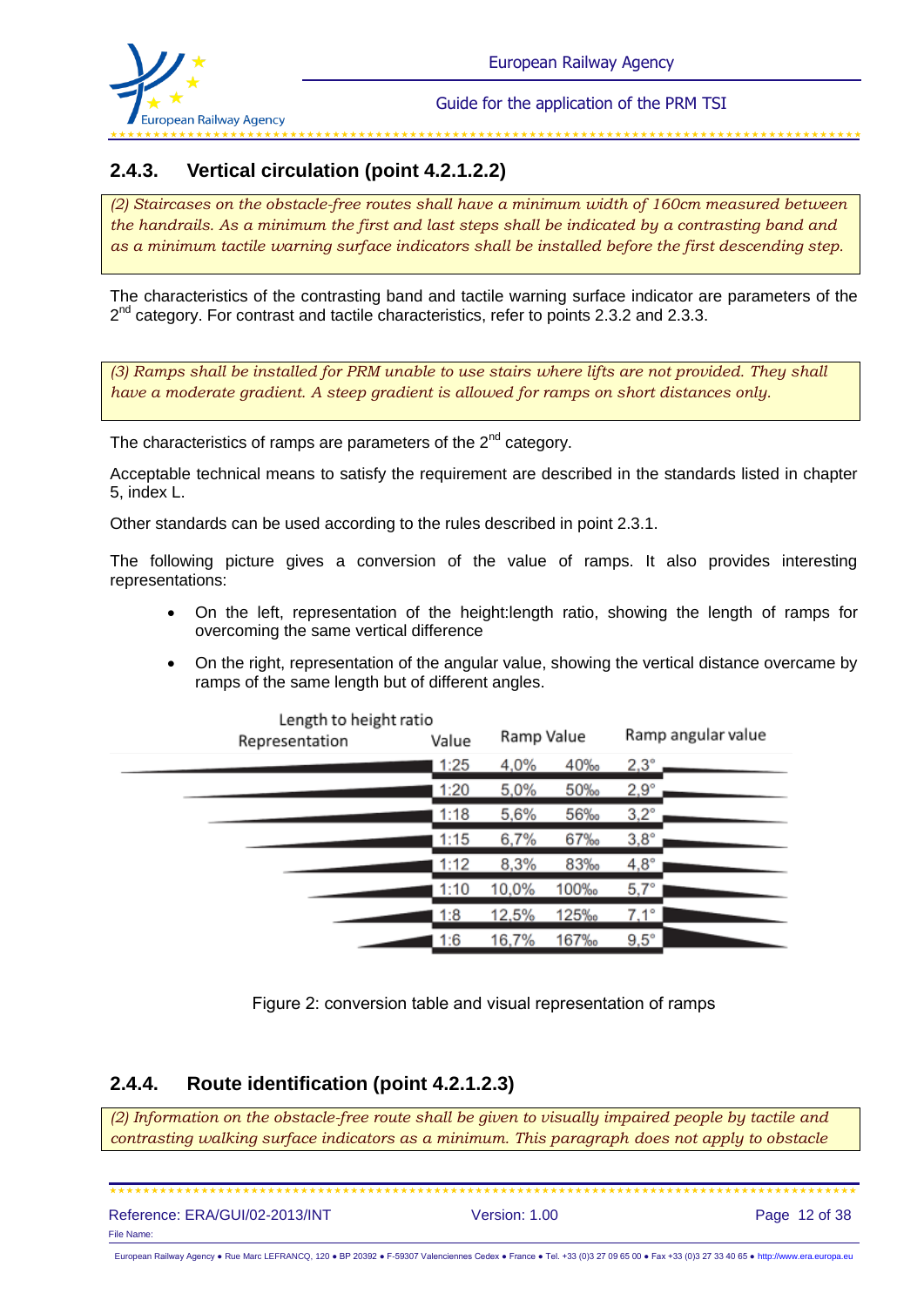### 2.4.3. Vertical circulation (point 4.2.1.2.2)

*(2) Staircases on the obstacle-free routes shall have a minimum width of 160cm measured between the handrails. As a minimum the first and last steps shall be indicated by a contrasting band and as a minimum tactile warning surface indicators shall be installed before the first descending step.*

The characteristics of the contrasting band and tactile warning surface indicator are parameters of the 2nd category. For contrast and tactile characteristics, refer to points 2.3.2 and 2.3.3.

*(3) Ramps shall be installed for PRM unable to use stairs where lifts are not provided. They shall have a moderate gradient. A steep gradient is allowed for ramps on short distances only.*

The characteristics of ramps are parameters of the 2nd category.

Acceptable technical means to satisfy the requirement are described in the standards listed in chapter 5, index L.

Other standards can be used according to the rules described in point 2.3.1.

The following picture gives a conversion of the value of ramps. It also provides interesting representations:

- On the left, representation of the height:length ratio, showing the length of ramps for overcoming the same vertical difference
- On the right, representation of the angular value, showing the vertical distance overcame by ramps of the same length but of different angles.

| Length to height ratio Representation | Value | Ramp Value | | Ramp angular value |
|---|---|---|---|---|
| | 1:25 | 4,0% | 40‰ | 2,3° |
| | 1:20 | 5,0% | 50‰ | 2,9° |
| | 1:18 | 5,6% | 56‰ | 3,2° |
| | 1:15 | 6,7% | 67‰ | 3,8° |
| | 1:12 | 8,3% | 83‰ | 4,8° |
| | 1:10 | 10,0% | 100‰ | 5,7° |
| | 1:8 | 12,5% | 125‰ | 7,1° |
| | 1:6 | 16,7% | 167‰ | 9,5° |

Figure 2: conversion table and visual representation of ramps

### 2.4.4. Route identification (point 4.2.1.2.3)

*(2) Information on the obstacle-free route shall be given to visually impaired people by tactile and contrasting walking surface indicators as a minimum. This paragraph does not apply to obstacle*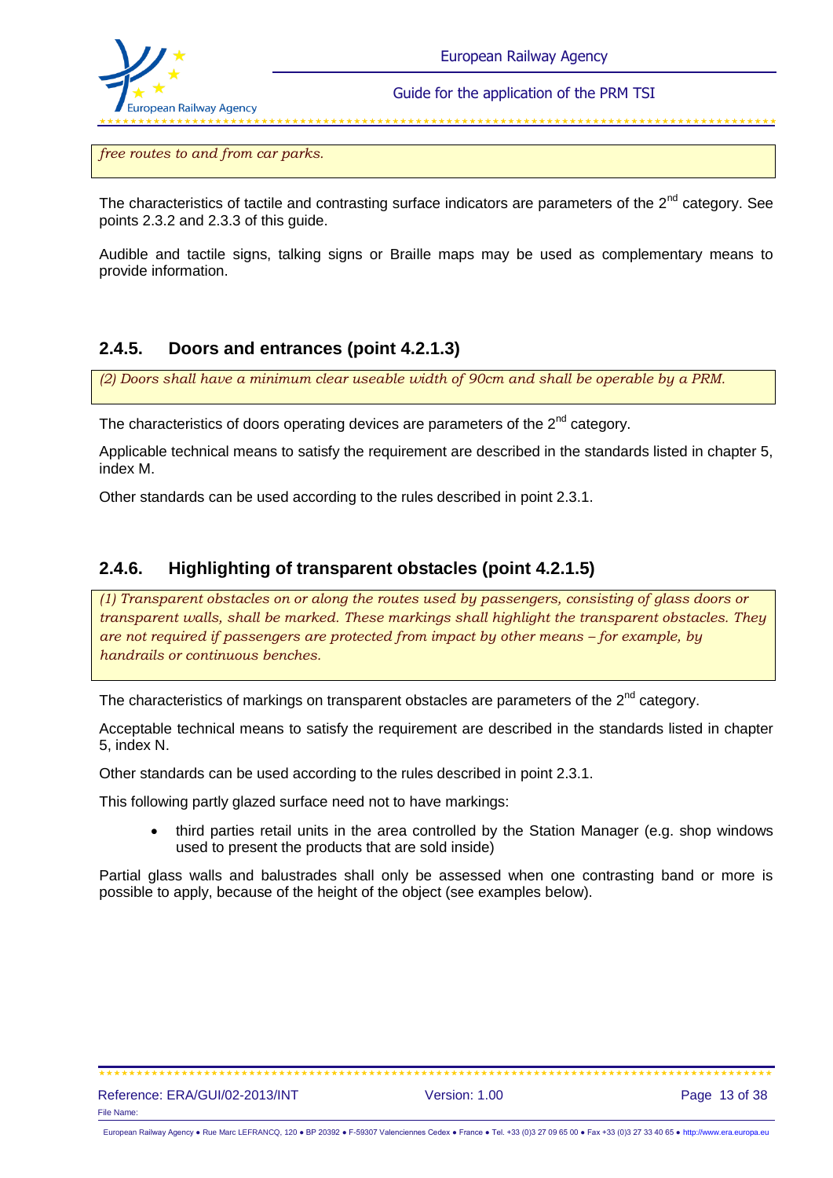*free routes to and from car parks.*

The characteristics of tactile and contrasting surface indicators are parameters of the 2nd category. See points 2.3.2 and 2.3.3 of this guide.

Audible and tactile signs, talking signs or Braille maps may be used as complementary means to provide information.

### 2.4.5. Doors and entrances (point 4.2.1.3)

*(2) Doors shall have a minimum clear useable width of 90cm and shall be operable by a PRM.*

The characteristics of doors operating devices are parameters of the 2nd category.

Applicable technical means to satisfy the requirement are described in the standards listed in chapter 5, index M.

Other standards can be used according to the rules described in point 2.3.1.

### 2.4.6. Highlighting of transparent obstacles (point 4.2.1.5)

*(1) Transparent obstacles on or along the routes used by passengers, consisting of glass doors or transparent walls, shall be marked. These markings shall highlight the transparent obstacles. They are not required if passengers are protected from impact by other means – for example, by handrails or continuous benches.*

The characteristics of markings on transparent obstacles are parameters of the 2nd category.

Acceptable technical means to satisfy the requirement are described in the standards listed in chapter 5, index N.

Other standards can be used according to the rules described in point 2.3.1.

This following partly glazed surface need not to have markings:

- third parties retail units in the area controlled by the Station Manager (e.g. shop windows used to present the products that are sold inside)

Partial glass walls and balustrades shall only be assessed when one contrasting band or more is possible to apply, because of the height of the object (see examples below).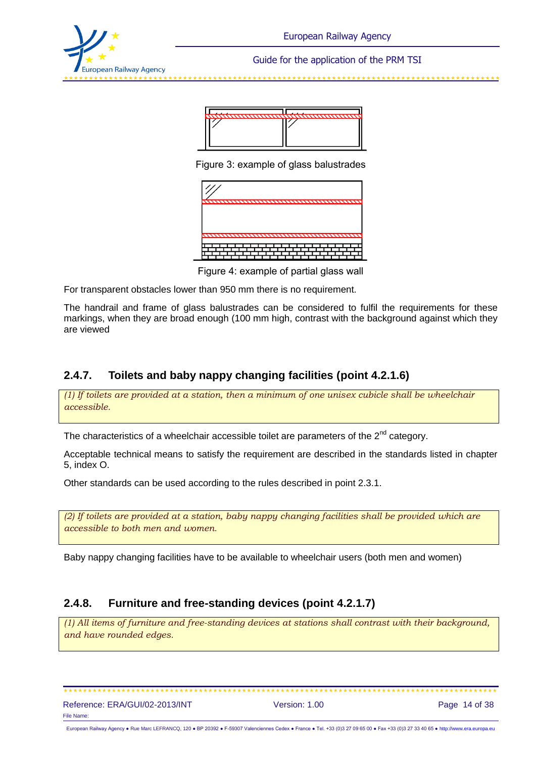Figure 3: example of glass balustrades

Figure 4: example of partial glass wall

For transparent obstacles lower than 950 mm there is no requirement.

The handrail and frame of glass balustrades can be considered to fulfil the requirements for these markings, when they are broad enough (100 mm high, contrast with the background against which they are viewed

### 2.4.7. Toilets and baby nappy changing facilities (point 4.2.1.6)

*(1) If toilets are provided at a station, then a minimum of one unisex cubicle shall be wheelchair accessible.*

The characteristics of a wheelchair accessible toilet are parameters of the 2nd category.

Acceptable technical means to satisfy the requirement are described in the standards listed in chapter 5, index O.

Other standards can be used according to the rules described in point 2.3.1.

*(2) If toilets are provided at a station, baby nappy changing facilities shall be provided which are accessible to both men and women.*

Baby nappy changing facilities have to be available to wheelchair users (both men and women)

### 2.4.8. Furniture and free-standing devices (point 4.2.1.7)

*(1) All items of furniture and free-standing devices at stations shall contrast with their background, and have rounded edges.*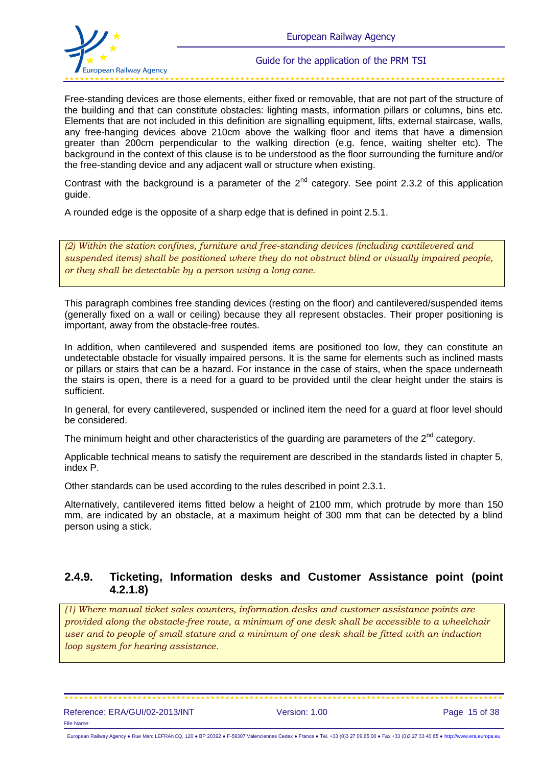Free-standing devices are those elements, either fixed or removable, that are not part of the structure of the building and that can constitute obstacles: lighting masts, information pillars or columns, bins etc. Elements that are not included in this definition are signalling equipment, lifts, external staircase, walls, any free-hanging devices above 210cm above the walking floor and items that have a dimension greater than 200cm perpendicular to the walking direction (e.g. fence, waiting shelter etc). The background in the context of this clause is to be understood as the floor surrounding the furniture and/or the free-standing device and any adjacent wall or structure when existing.

Contrast with the background is a parameter of the 2nd category. See point 2.3.2 of this application guide.

A rounded edge is the opposite of a sharp edge that is defined in point 2.5.1.

> *(2) Within the station confines, furniture and free-standing devices (including cantilevered and suspended items) shall be positioned where they do not obstruct blind or visually impaired people, or they shall be detectable by a person using a long cane.*

This paragraph combines free standing devices (resting on the floor) and cantilevered/suspended items (generally fixed on a wall or ceiling) because they all represent obstacles. Their proper positioning is important, away from the obstacle-free routes.

In addition, when cantilevered and suspended items are positioned too low, they can constitute an undetectable obstacle for visually impaired persons. It is the same for elements such as inclined masts or pillars or stairs that can be a hazard. For instance in the case of stairs, when the space underneath the stairs is open, there is a need for a guard to be provided until the clear height under the stairs is sufficient.

In general, for every cantilevered, suspended or inclined item the need for a guard at floor level should be considered.

The minimum height and other characteristics of the guarding are parameters of the 2nd category.

Applicable technical means to satisfy the requirement are described in the standards listed in chapter 5, index P.

Other standards can be used according to the rules described in point 2.3.1.

Alternatively, cantilevered items fitted below a height of 2100 mm, which protrude by more than 150 mm, are indicated by an obstacle, at a maximum height of 300 mm that can be detected by a blind person using a stick.

### 2.4.9. Ticketing, Information desks and Customer Assistance point (point 4.2.1.8)

> *(1) Where manual ticket sales counters, information desks and customer assistance points are provided along the obstacle-free route, a minimum of one desk shall be accessible to a wheelchair user and to people of small stature and a minimum of one desk shall be fitted with an induction loop system for hearing assistance.*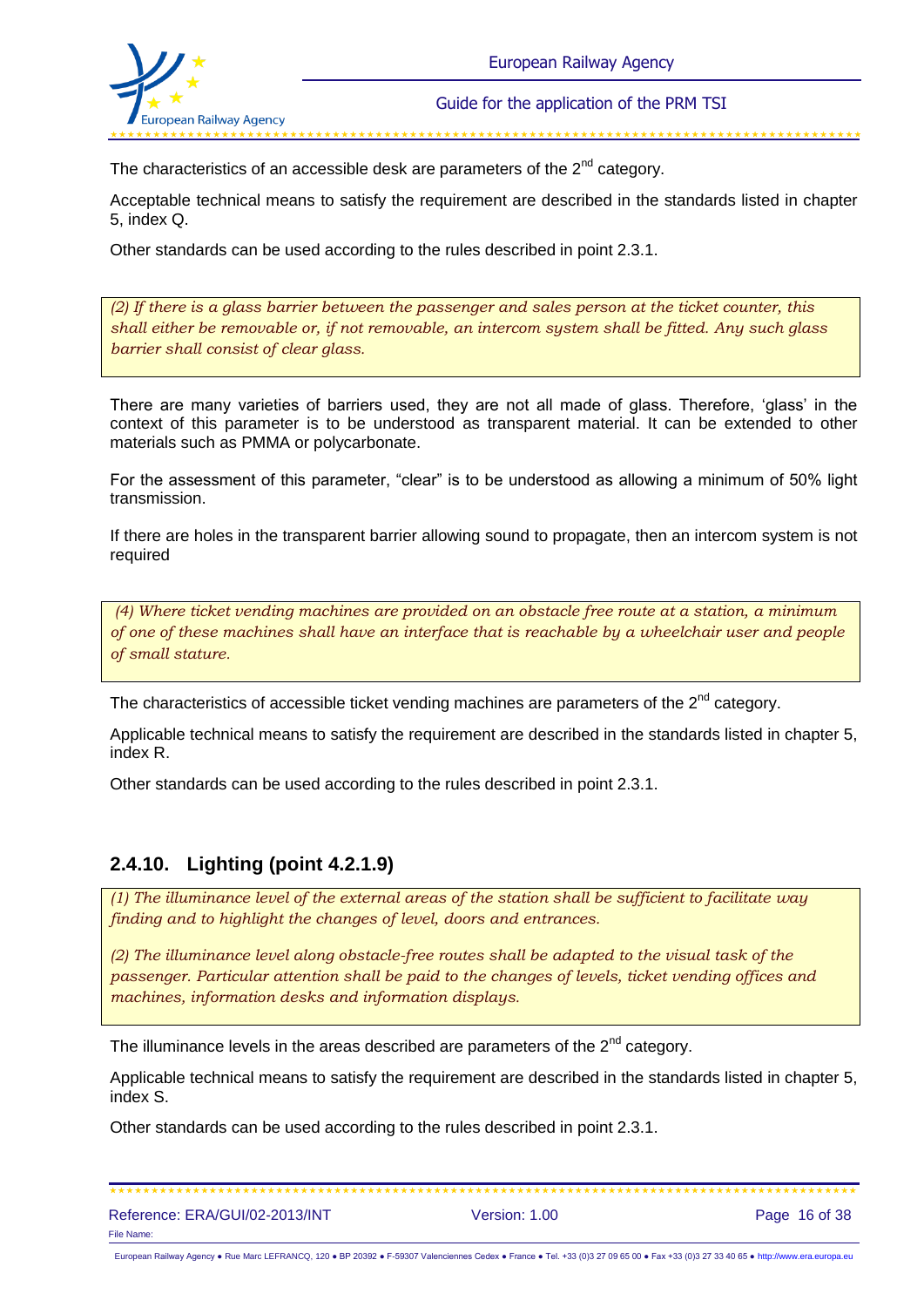The characteristics of an accessible desk are parameters of the 2nd category.

Acceptable technical means to satisfy the requirement are described in the standards listed in chapter 5, index Q.

Other standards can be used according to the rules described in point 2.3.1.

> *(2) If there is a glass barrier between the passenger and sales person at the ticket counter, this shall either be removable or, if not removable, an intercom system shall be fitted. Any such glass barrier shall consist of clear glass.*

There are many varieties of barriers used, they are not all made of glass. Therefore, 'glass' in the context of this parameter is to be understood as transparent material. It can be extended to other materials such as PMMA or polycarbonate.

For the assessment of this parameter, "clear" is to be understood as allowing a minimum of 50% light transmission.

If there are holes in the transparent barrier allowing sound to propagate, then an intercom system is not required

> *(4) Where ticket vending machines are provided on an obstacle free route at a station, a minimum of one of these machines shall have an interface that is reachable by a wheelchair user and people of small stature.*

The characteristics of accessible ticket vending machines are parameters of the 2nd category.

Applicable technical means to satisfy the requirement are described in the standards listed in chapter 5, index R.

Other standards can be used according to the rules described in point 2.3.1.

## 2.4.10. Lighting (point 4.2.1.9)

> *(1) The illuminance level of the external areas of the station shall be sufficient to facilitate way finding and to highlight the changes of level, doors and entrances.*
>
> *(2) The illuminance level along obstacle-free routes shall be adapted to the visual task of the passenger. Particular attention shall be paid to the changes of levels, ticket vending offices and machines, information desks and information displays.*

The illuminance levels in the areas described are parameters of the 2nd category.

Applicable technical means to satisfy the requirement are described in the standards listed in chapter 5, index S.

Other standards can be used according to the rules described in point 2.3.1.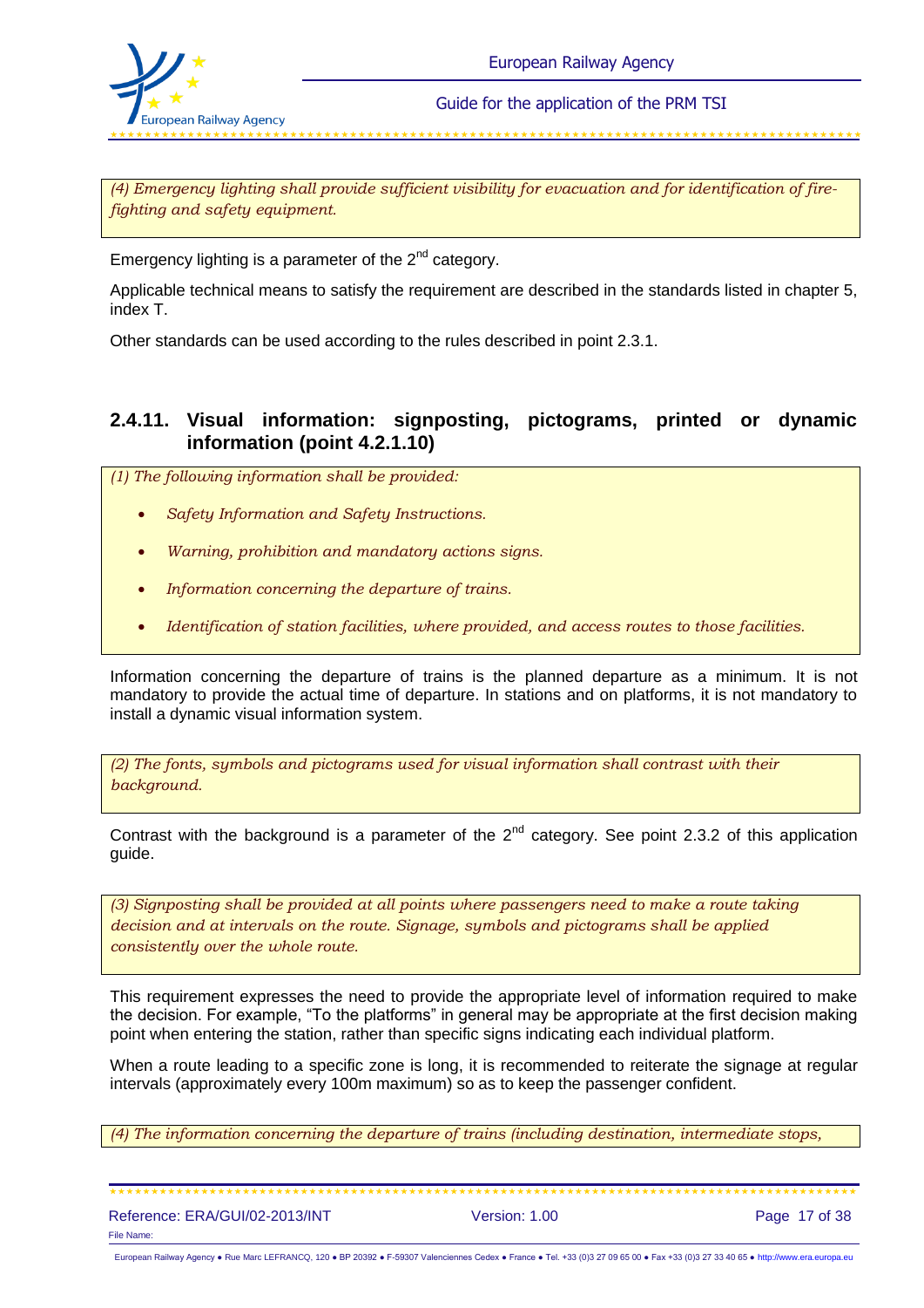*(4) Emergency lighting shall provide sufficient visibility for evacuation and for identification of fire-fighting and safety equipment.*

Emergency lighting is a parameter of the 2nd category.

Applicable technical means to satisfy the requirement are described in the standards listed in chapter 5, index T.

Other standards can be used according to the rules described in point 2.3.1.

### 2.4.11. Visual information: signposting, pictograms, printed or dynamic information (point 4.2.1.10)

*(1) The following information shall be provided:*

- *Safety Information and Safety Instructions.*
- *Warning, prohibition and mandatory actions signs.*
- *Information concerning the departure of trains.*
- *Identification of station facilities, where provided, and access routes to those facilities.*

Information concerning the departure of trains is the planned departure as a minimum. It is not mandatory to provide the actual time of departure. In stations and on platforms, it is not mandatory to install a dynamic visual information system.

*(2) The fonts, symbols and pictograms used for visual information shall contrast with their background.*

Contrast with the background is a parameter of the 2nd category. See point 2.3.2 of this application guide.

*(3) Signposting shall be provided at all points where passengers need to make a route taking decision and at intervals on the route. Signage, symbols and pictograms shall be applied consistently over the whole route.*

This requirement expresses the need to provide the appropriate level of information required to make the decision. For example, “To the platforms” in general may be appropriate at the first decision making point when entering the station, rather than specific signs indicating each individual platform.

When a route leading to a specific zone is long, it is recommended to reiterate the signage at regular intervals (approximately every 100m maximum) so as to keep the passenger confident.

*(4) The information concerning the departure of trains (including destination, intermediate stops,*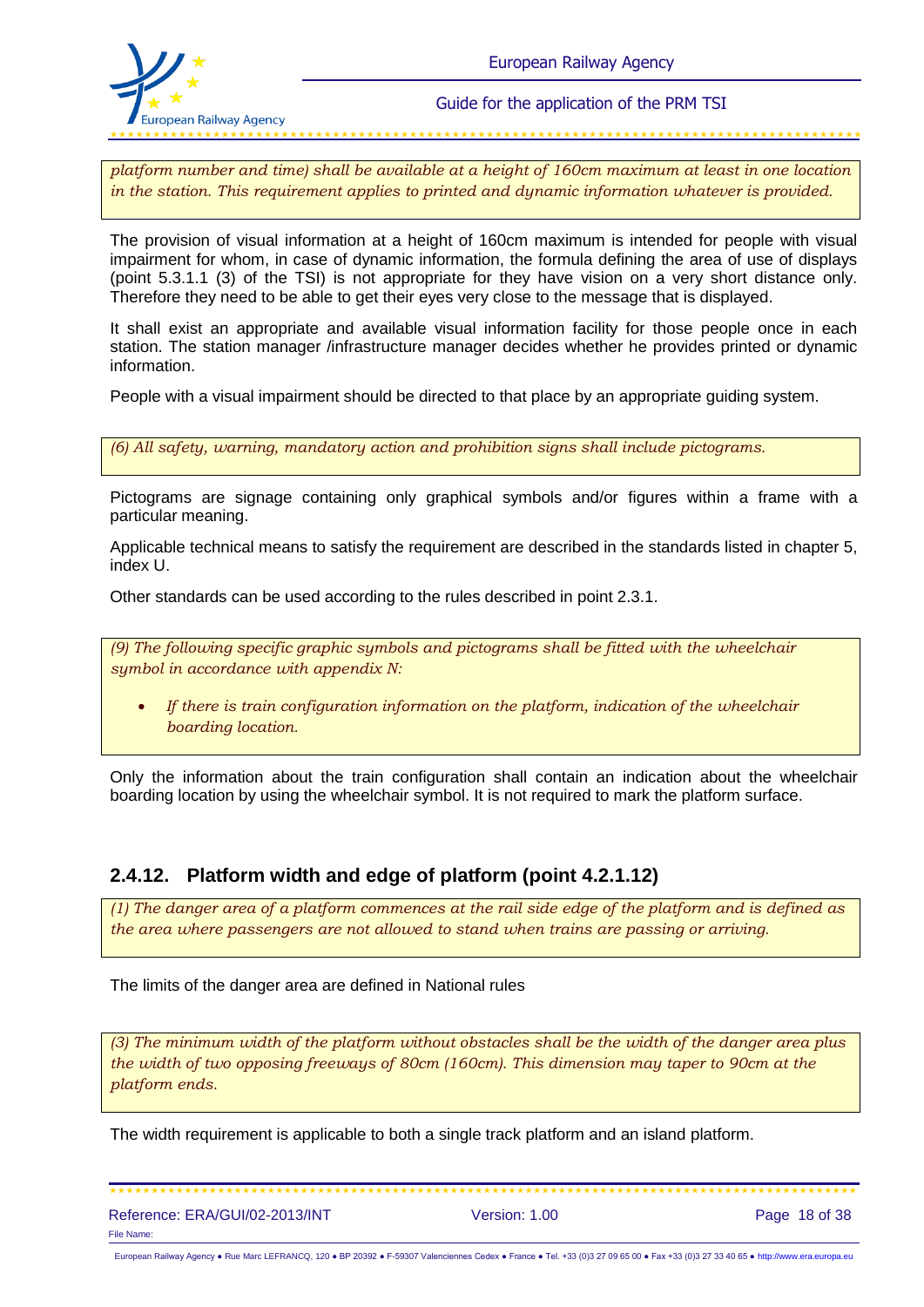*platform number and time) shall be available at a height of 160cm maximum at least in one location in the station. This requirement applies to printed and dynamic information whatever is provided.*

The provision of visual information at a height of 160cm maximum is intended for people with visual impairment for whom, in case of dynamic information, the formula defining the area of use of displays (point 5.3.1.1 (3) of the TSI) is not appropriate for they have vision on a very short distance only. Therefore they need to be able to get their eyes very close to the message that is displayed.

It shall exist an appropriate and available visual information facility for those people once in each station. The station manager /infrastructure manager decides whether he provides printed or dynamic information.

People with a visual impairment should be directed to that place by an appropriate guiding system.

*(6) All safety, warning, mandatory action and prohibition signs shall include pictograms.*

Pictograms are signage containing only graphical symbols and/or figures within a frame with a particular meaning.

Applicable technical means to satisfy the requirement are described in the standards listed in chapter 5, index U.

Other standards can be used according to the rules described in point 2.3.1.

*(9) The following specific graphic symbols and pictograms shall be fitted with the wheelchair symbol in accordance with appendix N:*

- *If there is train configuration information on the platform, indication of the wheelchair boarding location.*

Only the information about the train configuration shall contain an indication about the wheelchair boarding location by using the wheelchair symbol. It is not required to mark the platform surface.

## 2.4.12. Platform width and edge of platform (point 4.2.1.12)

*(1) The danger area of a platform commences at the rail side edge of the platform and is defined as the area where passengers are not allowed to stand when trains are passing or arriving.*

The limits of the danger area are defined in National rules

*(3) The minimum width of the platform without obstacles shall be the width of the danger area plus the width of two opposing freeways of 80cm (160cm). This dimension may taper to 90cm at the platform ends.*

The width requirement is applicable to both a single track platform and an island platform.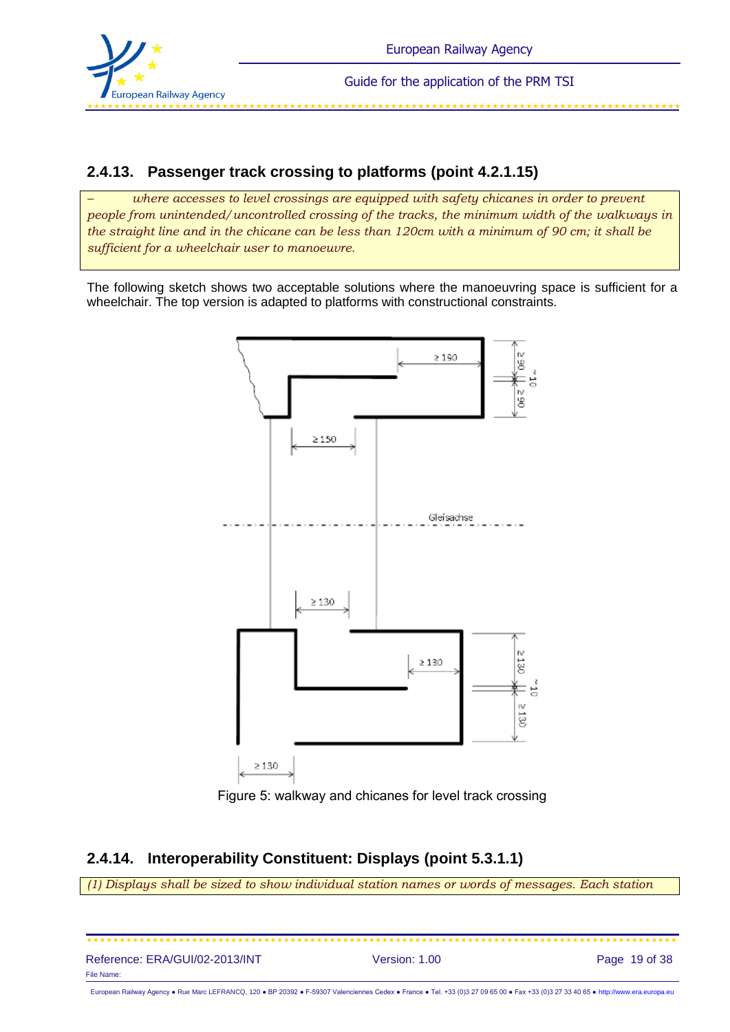## 2.4.13. Passenger track crossing to platforms (point 4.2.1.15)

> – *where accesses to level crossings are equipped with safety chicanes in order to prevent people from unintended/uncontrolled crossing of the tracks, the minimum width of the walkways in the straight line and in the chicane can be less than 120cm with a minimum of 90 cm; it shall be sufficient for a wheelchair user to manoeuvre.*

The following sketch shows two acceptable solutions where the manoeuvring space is sufficient for a wheelchair. The top version is adapted to platforms with constructional constraints.

Figure 5: walkway and chicanes for level track crossing

## 2.4.14. Interoperability Constituent: Displays (point 5.3.1.1)

> *(1) Displays shall be sized to show individual station names or words of messages. Each station*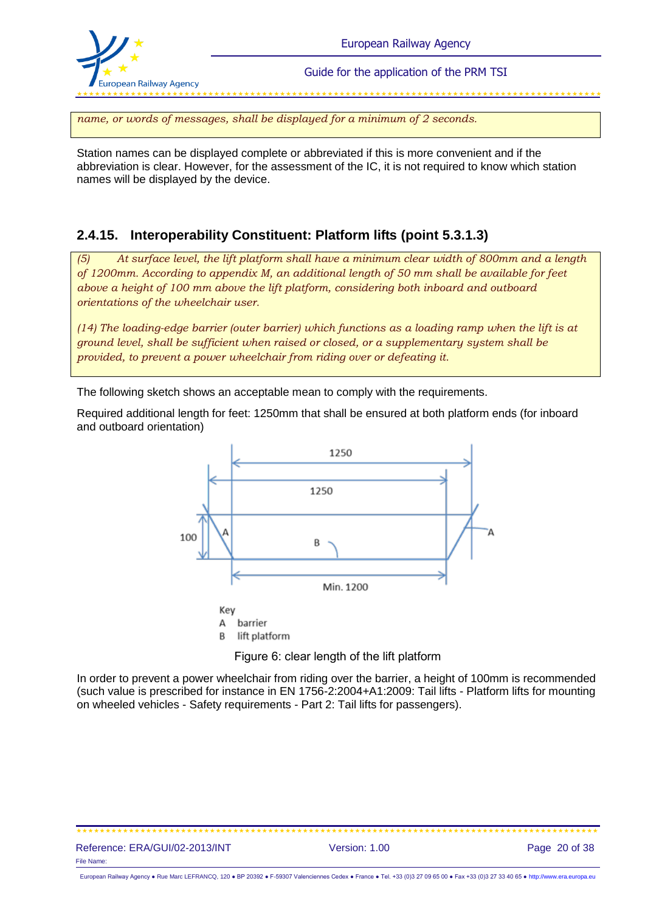*name, or words of messages, shall be displayed for a minimum of 2 seconds.*

Station names can be displayed complete or abbreviated if this is more convenient and if the abbreviation is clear. However, for the assessment of the IC, it is not required to know which station names will be displayed by the device.

### 2.4.15. Interoperability Constituent: Platform lifts (point 5.3.1.3)

*(5) At surface level, the lift platform shall have a minimum clear width of 800mm and a length of 1200mm. According to appendix M, an additional length of 50 mm shall be available for feet above a height of 100 mm above the lift platform, considering both inboard and outboard orientations of the wheelchair user.*

*(14) The loading-edge barrier (outer barrier) which functions as a loading ramp when the lift is at ground level, shall be sufficient when raised or closed, or a supplementary system shall be provided, to prevent a power wheelchair from riding over or defeating it.*

The following sketch shows an acceptable mean to comply with the requirements.

Required additional length for feet: 1250mm that shall be ensured at both platform ends (for inboard and outboard orientation)

1250

1250

100

A

B

A

Min. 1200

Key

A barrier

B lift platform

Figure 6: clear length of the lift platform

In order to prevent a power wheelchair from riding over the barrier, a height of 100mm is recommended (such value is prescribed for instance in EN 1756-2:2004+A1:2009: Tail lifts - Platform lifts for mounting on wheeled vehicles - Safety requirements - Part 2: Tail lifts for passengers).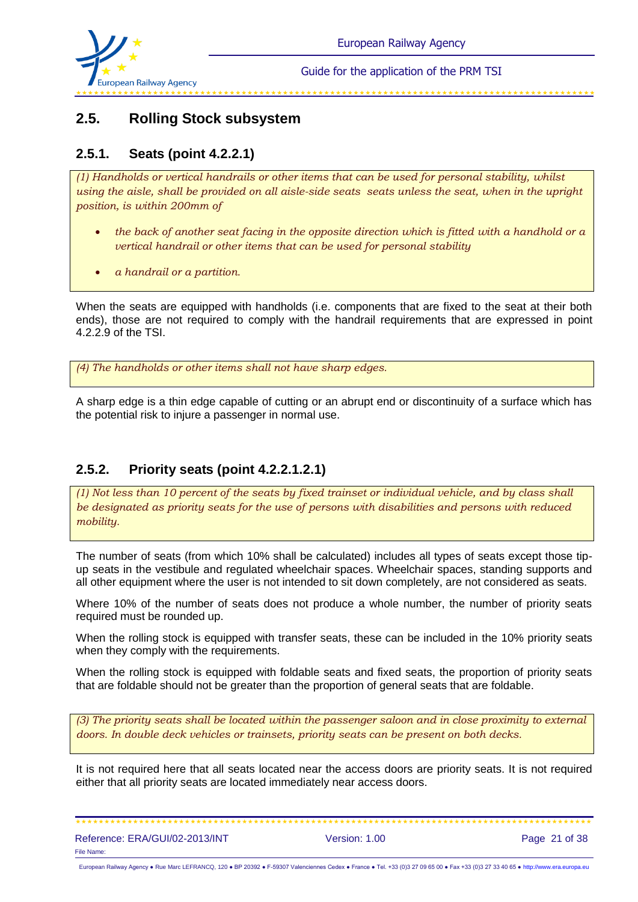## 2.5. Rolling Stock subsystem

### 2.5.1. Seats (point 4.2.2.1)

*(1) Handholds or vertical handrails or other items that can be used for personal stability, whilst using the aisle, shall be provided on all aisle-side seats  seats unless the seat, when in the upright position, is within 200mm of*

- *the back of another seat facing in the opposite direction which is fitted with a handhold or a vertical handrail or other items that can be used for personal stability*
- *a handrail or a partition.*

When the seats are equipped with handholds (i.e. components that are fixed to the seat at their both ends), those are not required to comply with the handrail requirements that are expressed in point 4.2.2.9 of the TSI.

*(4) The handholds or other items shall not have sharp edges.*

A sharp edge is a thin edge capable of cutting or an abrupt end or discontinuity of a surface which has the potential risk to injure a passenger in normal use.

### 2.5.2. Priority seats (point 4.2.2.1.2.1)

*(1) Not less than 10 percent of the seats by fixed trainset or individual vehicle, and by class shall be designated as priority seats for the use of persons with disabilities and persons with reduced mobility.*

The number of seats (from which 10% shall be calculated) includes all types of seats except those tip-up seats in the vestibule and regulated wheelchair spaces. Wheelchair spaces, standing supports and all other equipment where the user is not intended to sit down completely, are not considered as seats.

Where 10% of the number of seats does not produce a whole number, the number of priority seats required must be rounded up.

When the rolling stock is equipped with transfer seats, these can be included in the 10% priority seats when they comply with the requirements.

When the rolling stock is equipped with foldable seats and fixed seats, the proportion of priority seats that are foldable should not be greater than the proportion of general seats that are foldable.

*(3) The priority seats shall be located within the passenger saloon and in close proximity to external doors. In double deck vehicles or trainsets, priority seats can be present on both decks.*

It is not required here that all seats located near the access doors are priority seats. It is not required either that all priority seats are located immediately near access doors.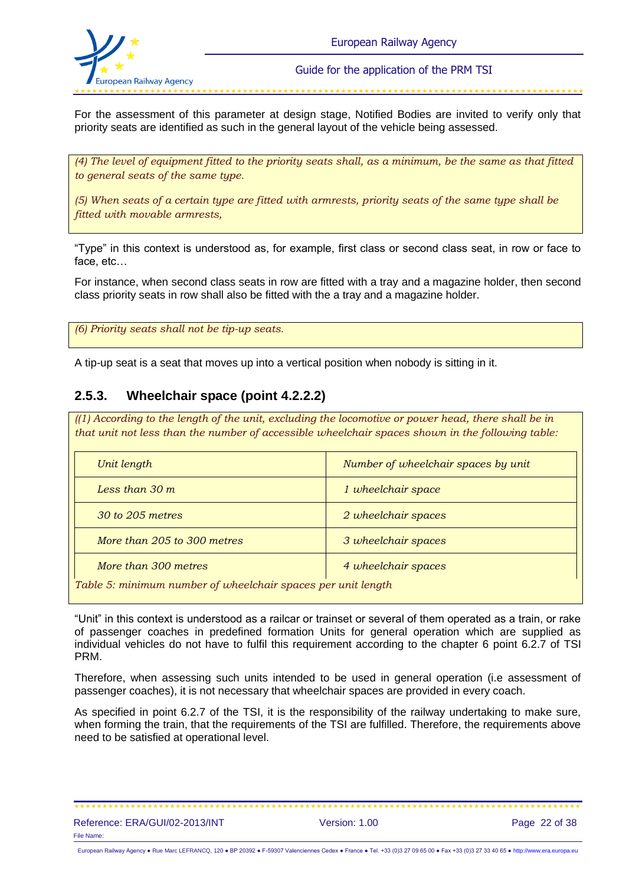For the assessment of this parameter at design stage, Notified Bodies are invited to verify only that priority seats are identified as such in the general layout of the vehicle being assessed.

> *(4) The level of equipment fitted to the priority seats shall, as a minimum, be the same as that fitted to general seats of the same type.*
>
> *(5) When seats of a certain type are fitted with armrests, priority seats of the same type shall be fitted with movable armrests,*

"Type" in this context is understood as, for example, first class or second class seat, in row or face to face, etc…

For instance, when second class seats in row are fitted with a tray and a magazine holder, then second class priority seats in row shall also be fitted with the a tray and a magazine holder.

> *(6) Priority seats shall not be tip-up seats.*

A tip-up seat is a seat that moves up into a vertical position when nobody is sitting in it.

## 2.5.3. Wheelchair space (point 4.2.2.2)

> *((1) According to the length of the unit, excluding the locomotive or power head, there shall be in that unit not less than the number of accessible wheelchair spaces shown in the following table:*

| *Unit length* | *Number of wheelchair spaces by unit* |
|---|---|
| *Less than 30 m* | *1 wheelchair space* |
| *30 to 205 metres* | *2 wheelchair spaces* |
| *More than 205 to 300 metres* | *3 wheelchair spaces* |
| *More than 300 metres* | *4 wheelchair spaces* |

*Table 5: minimum number of wheelchair spaces per unit length*

"Unit" in this context is understood as a railcar or trainset or several of them operated as a train, or rake of passenger coaches in predefined formation Units for general operation which are supplied as individual vehicles do not have to fulfil this requirement according to the chapter 6 point 6.2.7 of TSI PRM.

Therefore, when assessing such units intended to be used in general operation (i.e assessment of passenger coaches), it is not necessary that wheelchair spaces are provided in every coach.

As specified in point 6.2.7 of the TSI, it is the responsibility of the railway undertaking to make sure, when forming the train, that the requirements of the TSI are fulfilled. Therefore, the requirements above need to be satisfied at operational level.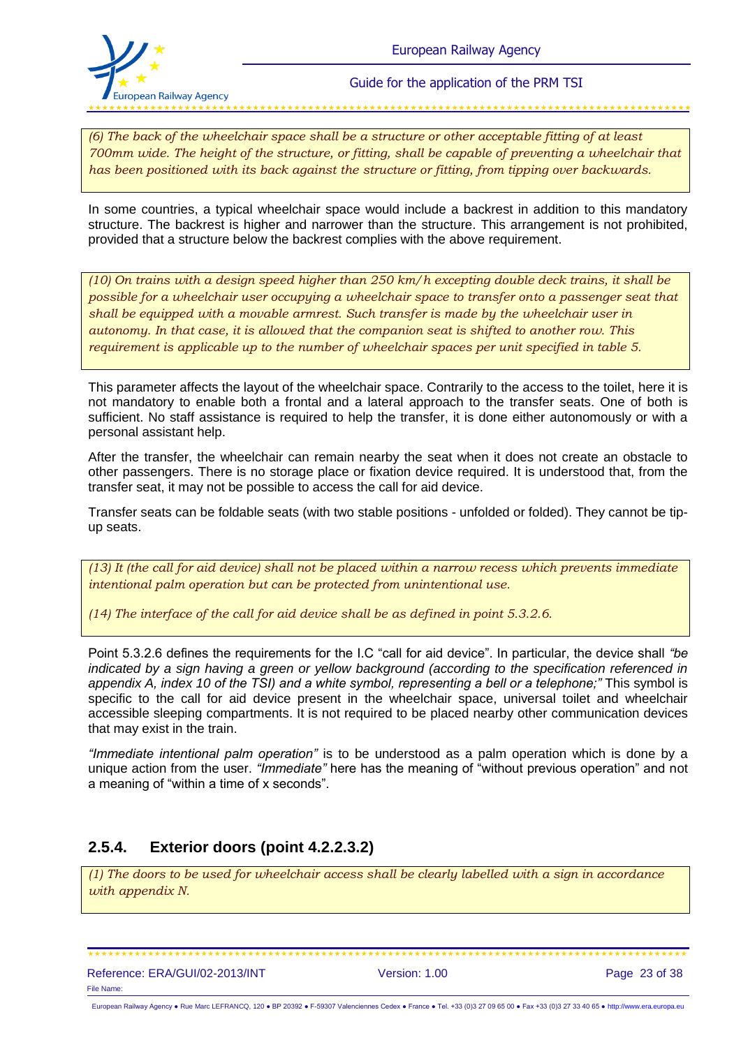*(6) The back of the wheelchair space shall be a structure or other acceptable fitting of at least 700mm wide. The height of the structure, or fitting, shall be capable of preventing a wheelchair that has been positioned with its back against the structure or fitting, from tipping over backwards.*

In some countries, a typical wheelchair space would include a backrest in addition to this mandatory structure. The backrest is higher and narrower than the structure. This arrangement is not prohibited, provided that a structure below the backrest complies with the above requirement.

*(10) On trains with a design speed higher than 250 km/h excepting double deck trains, it shall be possible for a wheelchair user occupying a wheelchair space to transfer onto a passenger seat that shall be equipped with a movable armrest. Such transfer is made by the wheelchair user in autonomy. In that case, it is allowed that the companion seat is shifted to another row. This requirement is applicable up to the number of wheelchair spaces per unit specified in table 5.*

This parameter affects the layout of the wheelchair space. Contrarily to the access to the toilet, here it is not mandatory to enable both a frontal and a lateral approach to the transfer seats. One of both is sufficient. No staff assistance is required to help the transfer, it is done either autonomously or with a personal assistant help.

After the transfer, the wheelchair can remain nearby the seat when it does not create an obstacle to other passengers. There is no storage place or fixation device required. It is understood that, from the transfer seat, it may not be possible to access the call for aid device.

Transfer seats can be foldable seats (with two stable positions - unfolded or folded). They cannot be tip-up seats.

*(13) It (the call for aid device) shall not be placed within a narrow recess which prevents immediate intentional palm operation but can be protected from unintentional use.*

*(14) The interface of the call for aid device shall be as defined in point 5.3.2.6.*

Point 5.3.2.6 defines the requirements for the I.C "call for aid device". In particular, the device shall *"be indicated by a sign having a green or yellow background (according to the specification referenced in appendix A, index 10 of the TSI) and a white symbol, representing a bell or a telephone;"* This symbol is specific to the call for aid device present in the wheelchair space, universal toilet and wheelchair accessible sleeping compartments. It is not required to be placed nearby other communication devices that may exist in the train.

*"Immediate intentional palm operation"* is to be understood as a palm operation which is done by a unique action from the user. *"Immediate"* here has the meaning of "without previous operation" and not a meaning of "within a time of x seconds".

## 2.5.4. Exterior doors (point 4.2.2.3.2)

*(1) The doors to be used for wheelchair access shall be clearly labelled with a sign in accordance with appendix N.*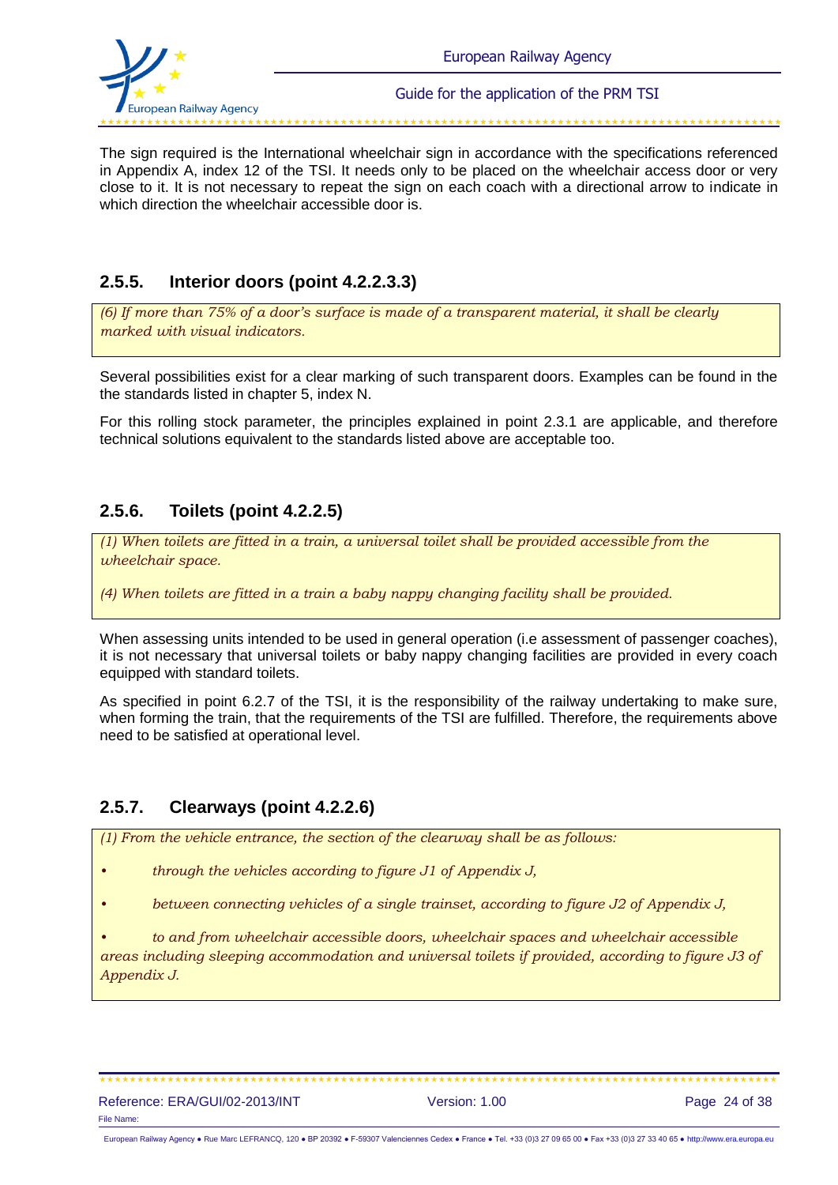The sign required is the International wheelchair sign in accordance with the specifications referenced in Appendix A, index 12 of the TSI. It needs only to be placed on the wheelchair access door or very close to it. It is not necessary to repeat the sign on each coach with a directional arrow to indicate in which direction the wheelchair accessible door is.

### 2.5.5. Interior doors (point 4.2.2.3.3)

*(6) If more than 75% of a door's surface is made of a transparent material, it shall be clearly marked with visual indicators.*

Several possibilities exist for a clear marking of such transparent doors. Examples can be found in the the standards listed in chapter 5, index N.

For this rolling stock parameter, the principles explained in point 2.3.1 are applicable, and therefore technical solutions equivalent to the standards listed above are acceptable too.

### 2.5.6. Toilets (point 4.2.2.5)

*(1) When toilets are fitted in a train, a universal toilet shall be provided accessible from the wheelchair space.*

*(4) When toilets are fitted in a train a baby nappy changing facility shall be provided.*

When assessing units intended to be used in general operation (i.e assessment of passenger coaches), it is not necessary that universal toilets or baby nappy changing facilities are provided in every coach equipped with standard toilets.

As specified in point 6.2.7 of the TSI, it is the responsibility of the railway undertaking to make sure, when forming the train, that the requirements of the TSI are fulfilled. Therefore, the requirements above need to be satisfied at operational level.

### 2.5.7. Clearways (point 4.2.2.6)

*(1) From the vehicle entrance, the section of the clearway shall be as follows:*

- *through the vehicles according to figure J1 of Appendix J,*
- *between connecting vehicles of a single trainset, according to figure J2 of Appendix J,*
- *to and from wheelchair accessible doors, wheelchair spaces and wheelchair accessible areas including sleeping accommodation and universal toilets if provided, according to figure J3 of Appendix J.*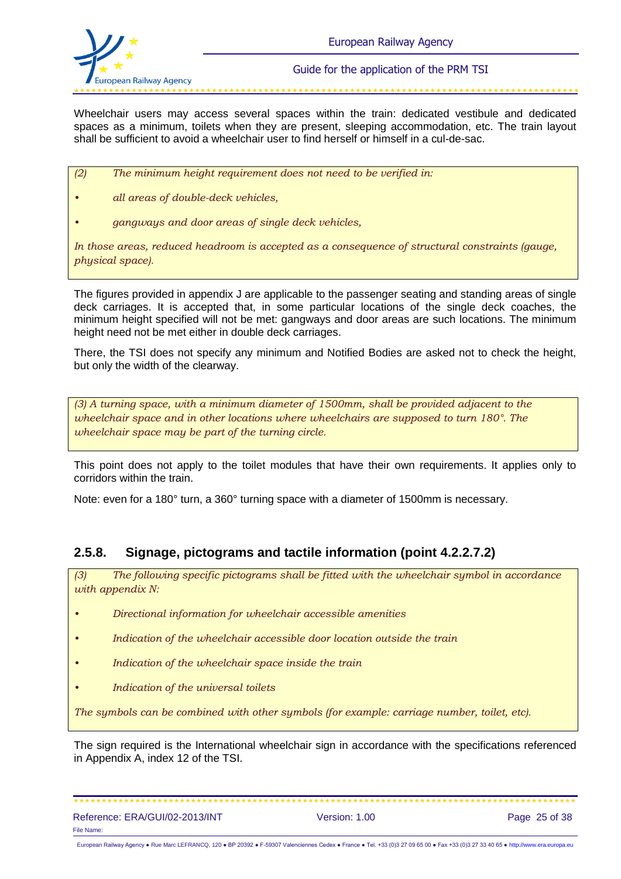Wheelchair users may access several spaces within the train: dedicated vestibule and dedicated spaces as a minimum, toilets when they are present, sleeping accommodation, etc. The train layout shall be sufficient to avoid a wheelchair user to find herself or himself in a cul-de-sac.

> *(2) The minimum height requirement does not need to be verified in:*
>
> - *all areas of double-deck vehicles,*
> - *gangways and door areas of single deck vehicles,*
>
> *In those areas, reduced headroom is accepted as a consequence of structural constraints (gauge, physical space).*

The figures provided in appendix J are applicable to the passenger seating and standing areas of single deck carriages. It is accepted that, in some particular locations of the single deck coaches, the minimum height specified will not be met: gangways and door areas are such locations. The minimum height need not be met either in double deck carriages.

There, the TSI does not specify any minimum and Notified Bodies are asked not to check the height, but only the width of the clearway.

> *(3) A turning space, with a minimum diameter of 1500mm, shall be provided adjacent to the wheelchair space and in other locations where wheelchairs are supposed to turn 180°. The wheelchair space may be part of the turning circle.*

This point does not apply to the toilet modules that have their own requirements. It applies only to corridors within the train.

Note: even for a 180° turn, a 360° turning space with a diameter of 1500mm is necessary.

## 2.5.8. Signage, pictograms and tactile information (point 4.2.2.7.2)

> *(3) The following specific pictograms shall be fitted with the wheelchair symbol in accordance with appendix N:*
>
> - *Directional information for wheelchair accessible amenities*
> - *Indication of the wheelchair accessible door location outside the train*
> - *Indication of the wheelchair space inside the train*
> - *Indication of the universal toilets*
>
> *The symbols can be combined with other symbols (for example: carriage number, toilet, etc).*

The sign required is the International wheelchair sign in accordance with the specifications referenced in Appendix A, index 12 of the TSI.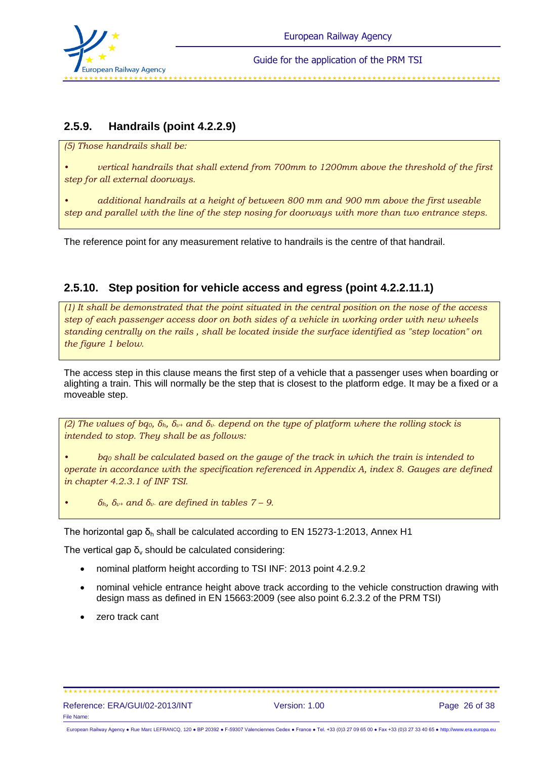## 2.5.9. Handrails (point 4.2.2.9)

*(5) Those handrails shall be:*

*• vertical handrails that shall extend from 700mm to 1200mm above the threshold of the first step for all external doorways.*

*• additional handrails at a height of between 800 mm and 900 mm above the first useable step and parallel with the line of the step nosing for doorways with more than two entrance steps.*

The reference point for any measurement relative to handrails is the centre of that handrail.

## 2.5.10. Step position for vehicle access and egress (point 4.2.2.11.1)

*(1) It shall be demonstrated that the point situated in the central position on the nose of the access step of each passenger access door on both sides of a vehicle in working order with new wheels standing centrally on the rails , shall be located inside the surface identified as "step location" on the figure 1 below.*

The access step in this clause means the first step of a vehicle that a passenger uses when boarding or alighting a train. This will normally be the step that is closest to the platform edge. It may be a fixed or a moveable step.

*(2) The values of $bq_0$, $\delta_h$, $\delta_{v+}$ and $\delta_{v-}$ depend on the type of platform where the rolling stock is intended to stop. They shall be as follows:*

*• $bq_0$ shall be calculated based on the gauge of the track in which the train is intended to operate in accordance with the specification referenced in Appendix A, index 8. Gauges are defined in chapter 4.2.3.1 of INF TSI.*

*• $\delta_h$, $\delta_{v+}$ and $\delta_{v-}$ are defined in tables 7 – 9.*

The horizontal gap $\delta_h$ shall be calculated according to EN 15273-1:2013, Annex H1

The vertical gap $\delta_v$ should be calculated considering:

- nominal platform height according to TSI INF: 2013 point 4.2.9.2
- nominal vehicle entrance height above track according to the vehicle construction drawing with design mass as defined in EN 15663:2009 (see also point 6.2.3.2 of the PRM TSI)
- zero track cant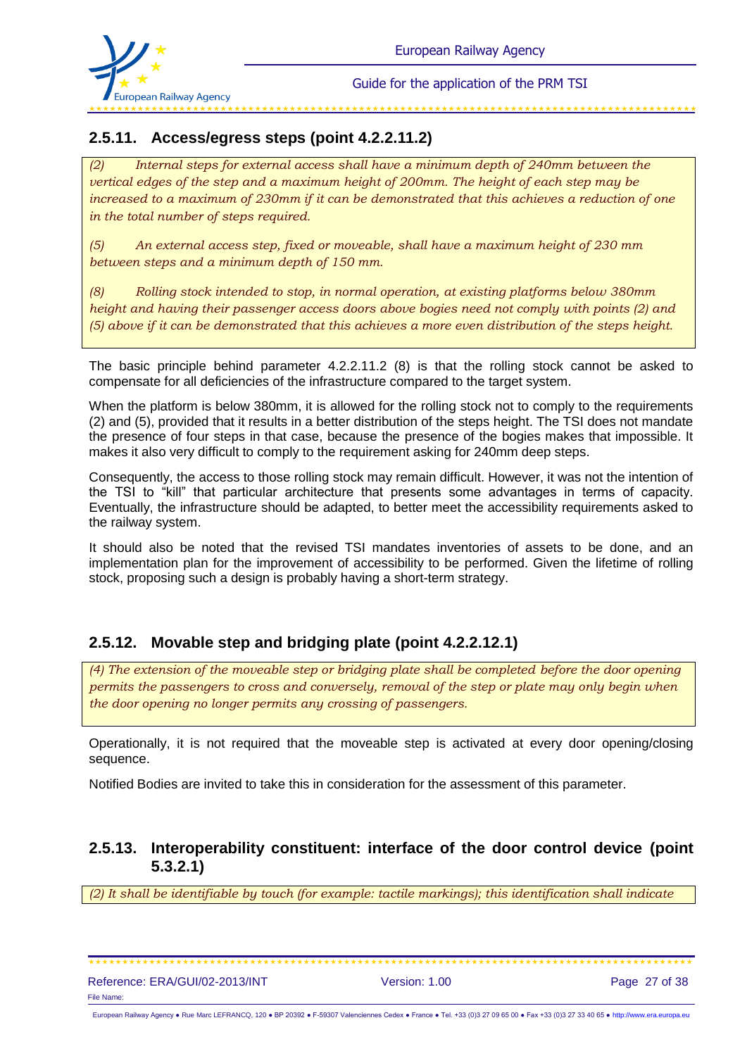### 2.5.11. Access/egress steps (point 4.2.2.11.2)

*(2) Internal steps for external access shall have a minimum depth of 240mm between the vertical edges of the step and a maximum height of 200mm. The height of each step may be increased to a maximum of 230mm if it can be demonstrated that this achieves a reduction of one in the total number of steps required.*

*(5) An external access step, fixed or moveable, shall have a maximum height of 230 mm between steps and a minimum depth of 150 mm.*

*(8) Rolling stock intended to stop, in normal operation, at existing platforms below 380mm height and having their passenger access doors above bogies need not comply with points (2) and (5) above if it can be demonstrated that this achieves a more even distribution of the steps height.*

The basic principle behind parameter 4.2.2.11.2 (8) is that the rolling stock cannot be asked to compensate for all deficiencies of the infrastructure compared to the target system.

When the platform is below 380mm, it is allowed for the rolling stock not to comply to the requirements (2) and (5), provided that it results in a better distribution of the steps height. The TSI does not mandate the presence of four steps in that case, because the presence of the bogies makes that impossible. It makes it also very difficult to comply to the requirement asking for 240mm deep steps.

Consequently, the access to those rolling stock may remain difficult. However, it was not the intention of the TSI to "kill" that particular architecture that presents some advantages in terms of capacity. Eventually, the infrastructure should be adapted, to better meet the accessibility requirements asked to the railway system.

It should also be noted that the revised TSI mandates inventories of assets to be done, and an implementation plan for the improvement of accessibility to be performed. Given the lifetime of rolling stock, proposing such a design is probably having a short-term strategy.

### 2.5.12. Movable step and bridging plate (point 4.2.2.12.1)

*(4) The extension of the moveable step or bridging plate shall be completed before the door opening permits the passengers to cross and conversely, removal of the step or plate may only begin when the door opening no longer permits any crossing of passengers.*

Operationally, it is not required that the moveable step is activated at every door opening/closing sequence.

Notified Bodies are invited to take this in consideration for the assessment of this parameter.

### 2.5.13. Interoperability constituent: interface of the door control device (point 5.3.2.1)

*(2) It shall be identifiable by touch (for example: tactile markings); this identification shall indicate*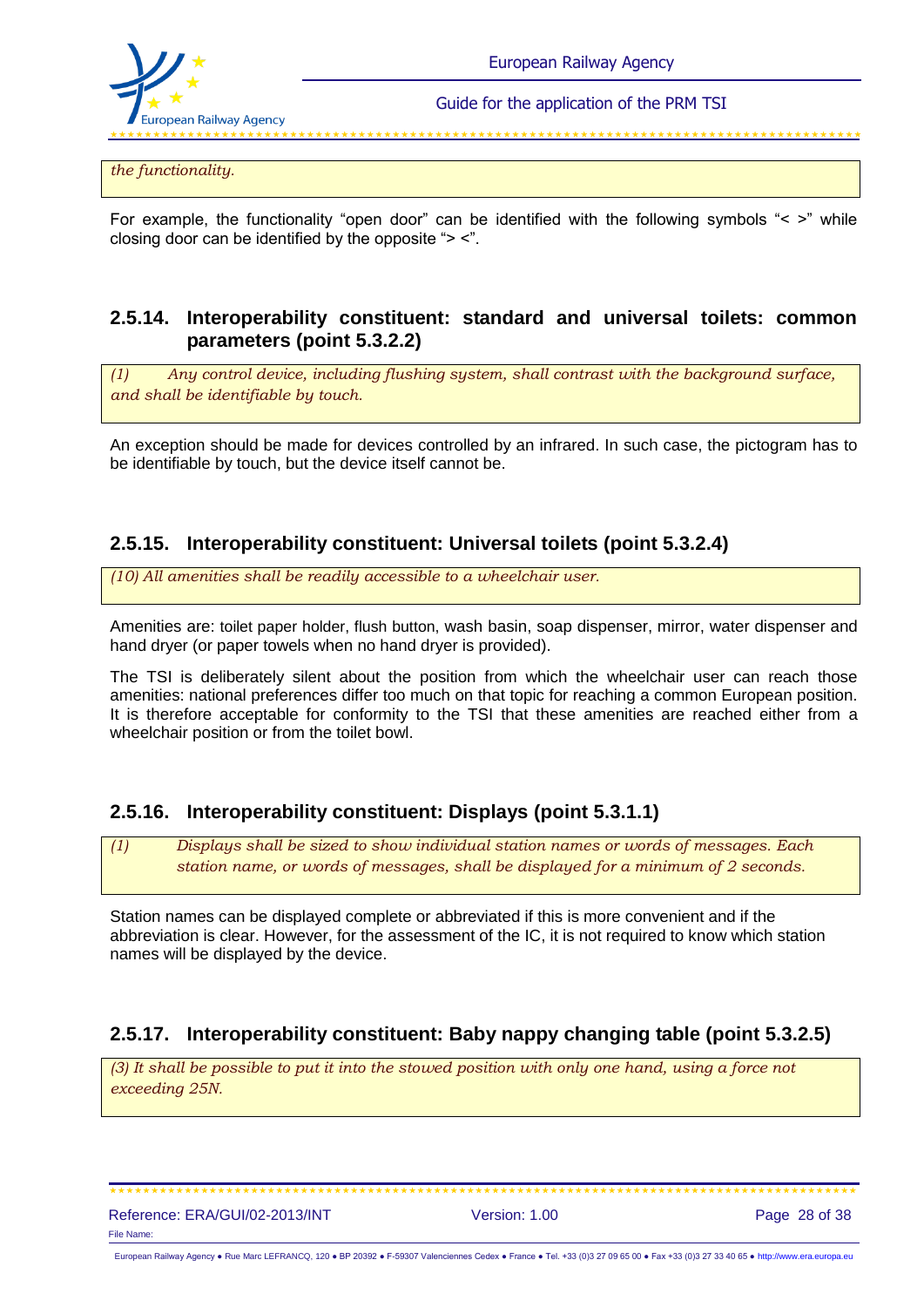*the functionality.*

For example, the functionality "open door" can be identified with the following symbols "< >" while closing door can be identified by the opposite "> <".

### 2.5.14. Interoperability constituent: standard and universal toilets: common parameters (point 5.3.2.2)

*(1) Any control device, including flushing system, shall contrast with the background surface, and shall be identifiable by touch.*

An exception should be made for devices controlled by an infrared. In such case, the pictogram has to be identifiable by touch, but the device itself cannot be.

### 2.5.15. Interoperability constituent: Universal toilets (point 5.3.2.4)

*(10) All amenities shall be readily accessible to a wheelchair user.*

Amenities are: toilet paper holder, flush button, wash basin, soap dispenser, mirror, water dispenser and hand dryer (or paper towels when no hand dryer is provided).

The TSI is deliberately silent about the position from which the wheelchair user can reach those amenities: national preferences differ too much on that topic for reaching a common European position. It is therefore acceptable for conformity to the TSI that these amenities are reached either from a wheelchair position or from the toilet bowl.

### 2.5.16. Interoperability constituent: Displays (point 5.3.1.1)

*(1) Displays shall be sized to show individual station names or words of messages. Each station name, or words of messages, shall be displayed for a minimum of 2 seconds.*

Station names can be displayed complete or abbreviated if this is more convenient and if the abbreviation is clear. However, for the assessment of the IC, it is not required to know which station names will be displayed by the device.

### 2.5.17. Interoperability constituent: Baby nappy changing table (point 5.3.2.5)

*(3) It shall be possible to put it into the stowed position with only one hand, using a force not exceeding 25N.*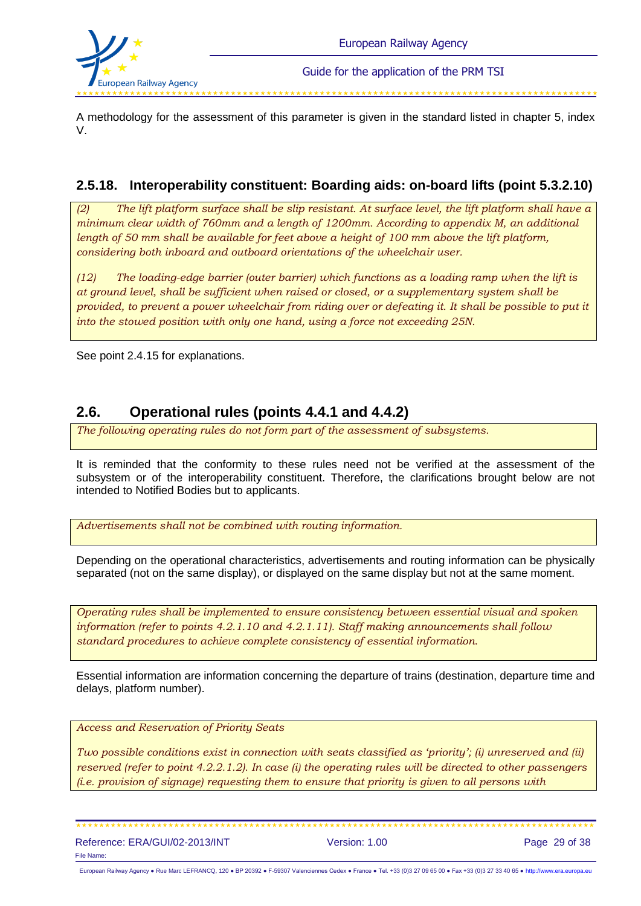A methodology for the assessment of this parameter is given in the standard listed in chapter 5, index V.

### 2.5.18. Interoperability constituent: Boarding aids: on-board lifts (point 5.3.2.10)

*(2) The lift platform surface shall be slip resistant. At surface level, the lift platform shall have a minimum clear width of 760mm and a length of 1200mm. According to appendix M, an additional length of 50 mm shall be available for feet above a height of 100 mm above the lift platform, considering both inboard and outboard orientations of the wheelchair user.*

*(12) The loading-edge barrier (outer barrier) which functions as a loading ramp when the lift is at ground level, shall be sufficient when raised or closed, or a supplementary system shall be provided, to prevent a power wheelchair from riding over or defeating it. It shall be possible to put it into the stowed position with only one hand, using a force not exceeding 25N.*

See point 2.4.15 for explanations.

## 2.6. Operational rules (points 4.4.1 and 4.4.2)

*The following operating rules do not form part of the assessment of subsystems.*

It is reminded that the conformity to these rules need not be verified at the assessment of the subsystem or of the interoperability constituent. Therefore, the clarifications brought below are not intended to Notified Bodies but to applicants.

*Advertisements shall not be combined with routing information.*

Depending on the operational characteristics, advertisements and routing information can be physically separated (not on the same display), or displayed on the same display but not at the same moment.

*Operating rules shall be implemented to ensure consistency between essential visual and spoken information (refer to points 4.2.1.10 and 4.2.1.11). Staff making announcements shall follow standard procedures to achieve complete consistency of essential information.*

Essential information are information concerning the departure of trains (destination, departure time and delays, platform number).

*Access and Reservation of Priority Seats*

*Two possible conditions exist in connection with seats classified as 'priority'; (i) unreserved and (ii) reserved (refer to point 4.2.2.1.2). In case (i) the operating rules will be directed to other passengers (i.e. provision of signage) requesting them to ensure that priority is given to all persons with*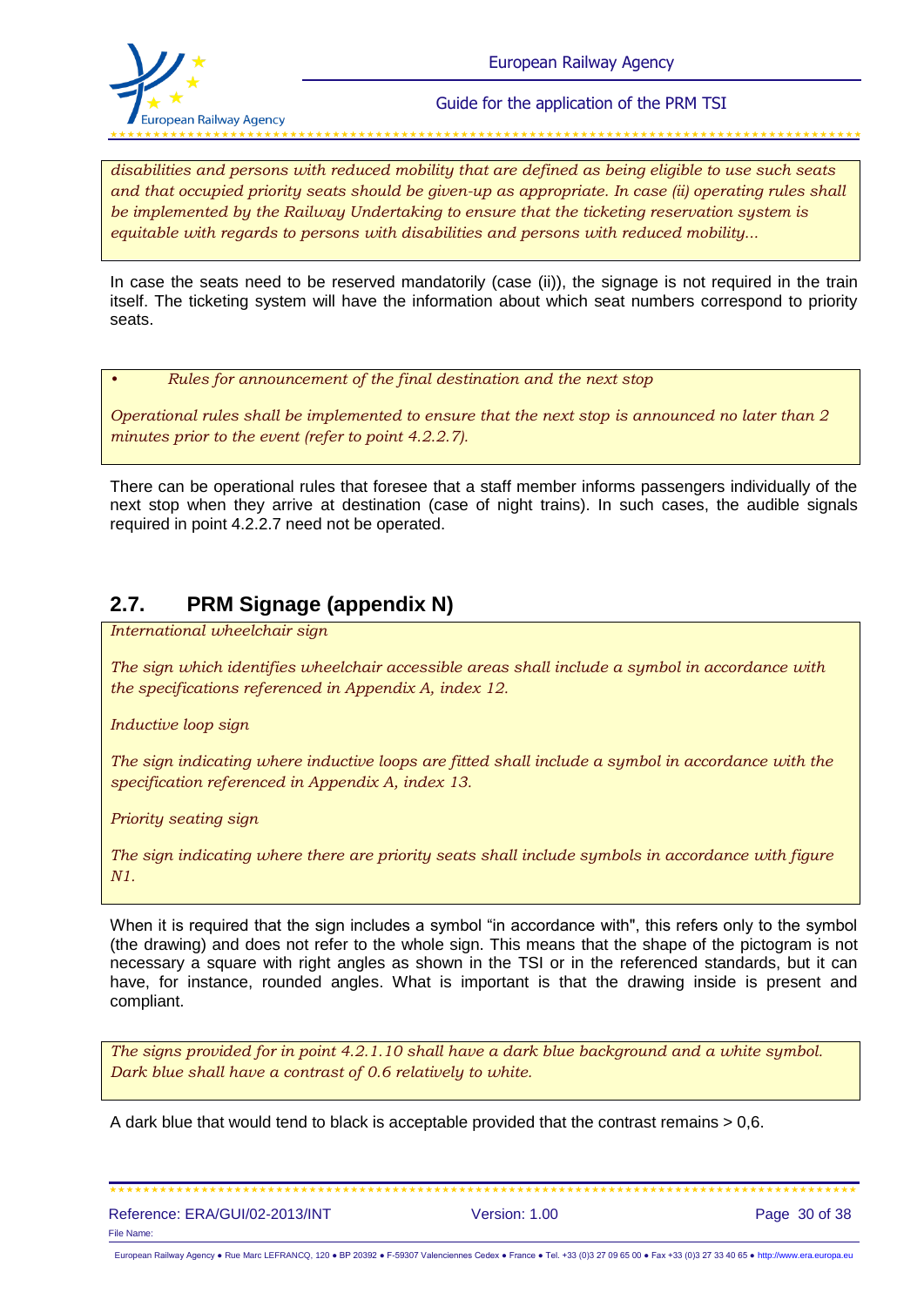*disabilities and persons with reduced mobility that are defined as being eligible to use such seats and that occupied priority seats should be given-up as appropriate. In case (ii) operating rules shall be implemented by the Railway Undertaking to ensure that the ticketing reservation system is equitable with regards to persons with disabilities and persons with reduced mobility...*

In case the seats need to be reserved mandatorily (case (ii)), the signage is not required in the train itself. The ticketing system will have the information about which seat numbers correspond to priority seats.

- *Rules for announcement of the final destination and the next stop*

*Operational rules shall be implemented to ensure that the next stop is announced no later than 2 minutes prior to the event (refer to point 4.2.2.7).*

There can be operational rules that foresee that a staff member informs passengers individually of the next stop when they arrive at destination (case of night trains). In such cases, the audible signals required in point 4.2.2.7 need not be operated.

## 2.7. PRM Signage (appendix N)

*International wheelchair sign*

*The sign which identifies wheelchair accessible areas shall include a symbol in accordance with the specifications referenced in Appendix A, index 12.*

*Inductive loop sign*

*The sign indicating where inductive loops are fitted shall include a symbol in accordance with the specification referenced in Appendix A, index 13.*

*Priority seating sign*

*The sign indicating where there are priority seats shall include symbols in accordance with figure N1.*

When it is required that the sign includes a symbol "in accordance with", this refers only to the symbol (the drawing) and does not refer to the whole sign. This means that the shape of the pictogram is not necessary a square with right angles as shown in the TSI or in the referenced standards, but it can have, for instance, rounded angles. What is important is that the drawing inside is present and compliant.

*The signs provided for in point 4.2.1.10 shall have a dark blue background and a white symbol. Dark blue shall have a contrast of 0.6 relatively to white.*

A dark blue that would tend to black is acceptable provided that the contrast remains > 0,6.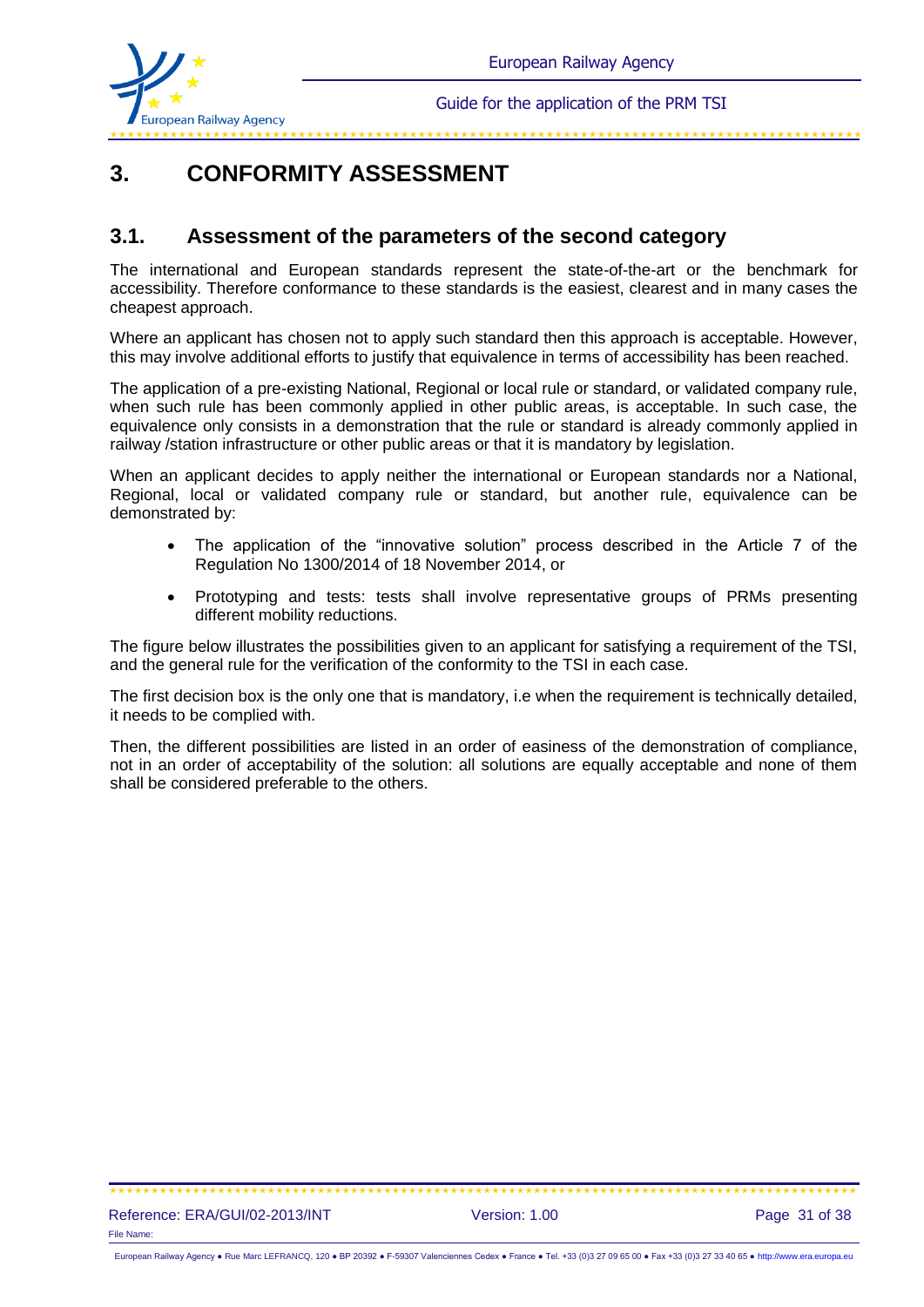# 3. CONFORMITY ASSESSMENT

## 3.1. Assessment of the parameters of the second category

The international and European standards represent the state-of-the-art or the benchmark for accessibility. Therefore conformance to these standards is the easiest, clearest and in many cases the cheapest approach.

Where an applicant has chosen not to apply such standard then this approach is acceptable. However, this may involve additional efforts to justify that equivalence in terms of accessibility has been reached.

The application of a pre-existing National, Regional or local rule or standard, or validated company rule, when such rule has been commonly applied in other public areas, is acceptable. In such case, the equivalence only consists in a demonstration that the rule or standard is already commonly applied in railway /station infrastructure or other public areas or that it is mandatory by legislation.

When an applicant decides to apply neither the international or European standards nor a National, Regional, local or validated company rule or standard, but another rule, equivalence can be demonstrated by:

- The application of the “innovative solution” process described in the Article 7 of the Regulation No 1300/2014 of 18 November 2014, or
- Prototyping and tests: tests shall involve representative groups of PRMs presenting different mobility reductions.

The figure below illustrates the possibilities given to an applicant for satisfying a requirement of the TSI, and the general rule for the verification of the conformity to the TSI in each case.

The first decision box is the only one that is mandatory, i.e when the requirement is technically detailed, it needs to be complied with.

Then, the different possibilities are listed in an order of easiness of the demonstration of compliance, not in an order of acceptability of the solution: all solutions are equally acceptable and none of them shall be considered preferable to the others.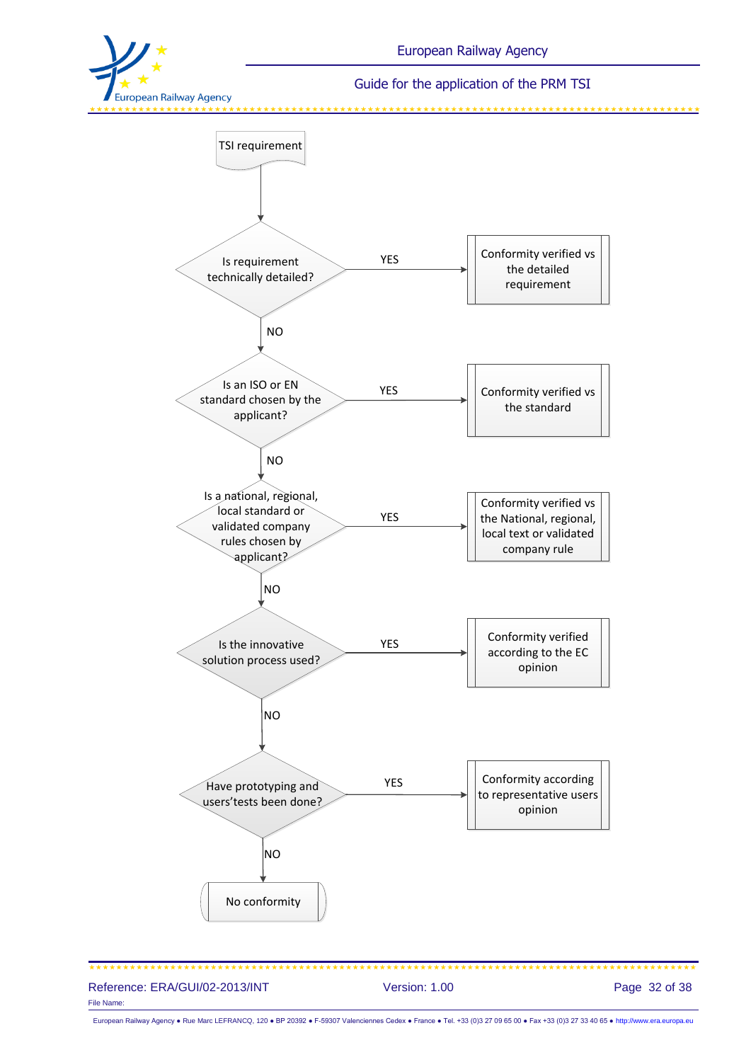TSI requirement

Is requirement technically detailed?
- YES → Conformity verified vs the detailed requirement
- NO ↓

Is an ISO or EN standard chosen by the applicant?
- YES → Conformity verified vs the standard
- NO ↓

Is a national, regional, local standard or validated company rules chosen by applicant?
- YES → Conformity verified vs the National, regional, local text or validated company rule
- NO ↓

Is the innovative solution process used?
- YES → Conformity verified according to the EC opinion
- NO ↓

Have prototyping and users'tests been done?
- YES → Conformity according to representative users opinion
- NO ↓

No conformity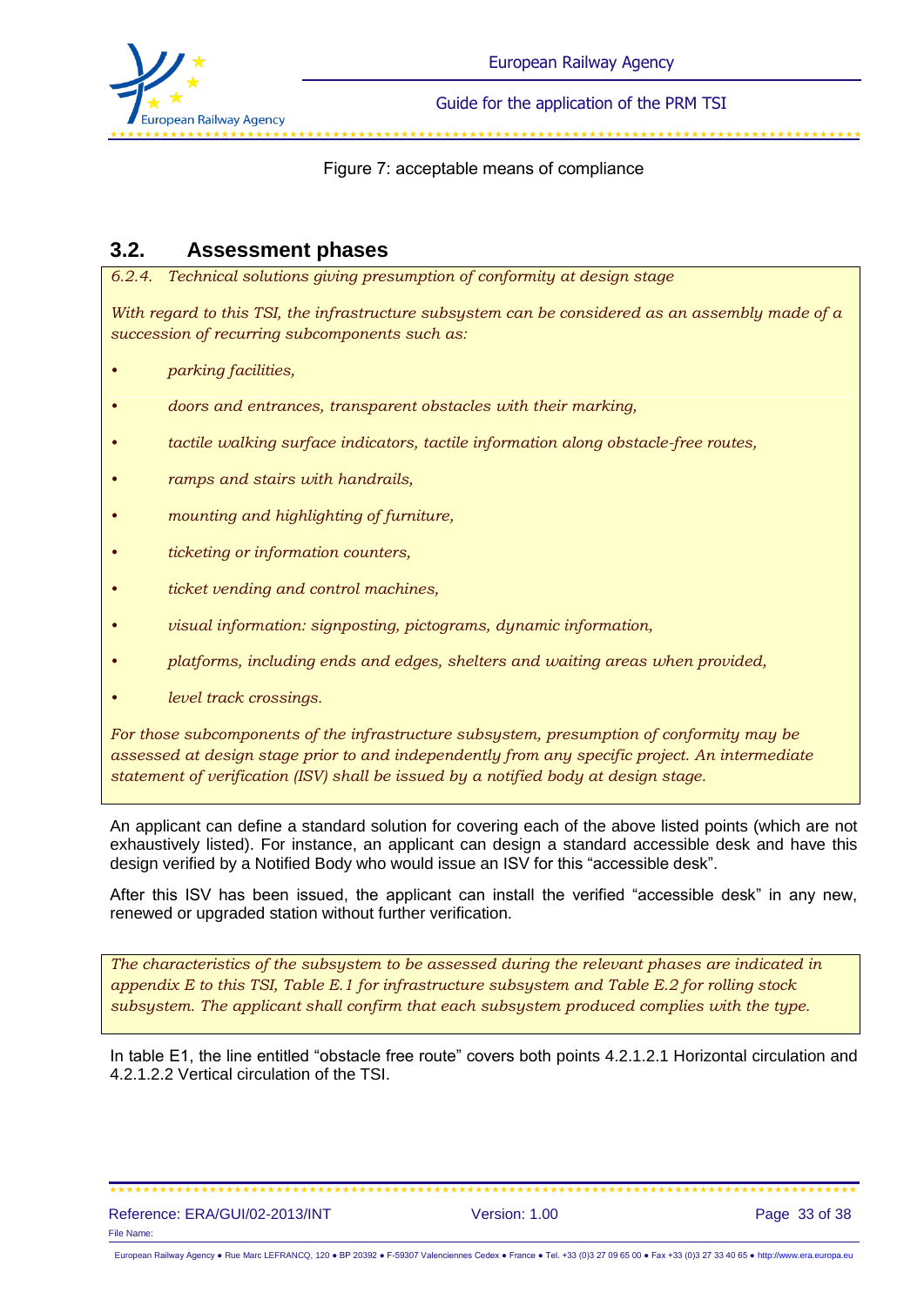Figure 7: acceptable means of compliance

## 3.2. Assessment phases

*6.2.4. Technical solutions giving presumption of conformity at design stage*

*With regard to this TSI, the infrastructure subsystem can be considered as an assembly made of a succession of recurring subcomponents such as:*

- *parking facilities,*
- *doors and entrances, transparent obstacles with their marking,*
- *tactile walking surface indicators, tactile information along obstacle-free routes,*
- *ramps and stairs with handrails,*
- *mounting and highlighting of furniture,*
- *ticketing or information counters,*
- *ticket vending and control machines,*
- *visual information: signposting, pictograms, dynamic information,*
- *platforms, including ends and edges, shelters and waiting areas when provided,*
- *level track crossings.*

*For those subcomponents of the infrastructure subsystem, presumption of conformity may be assessed at design stage prior to and independently from any specific project. An intermediate statement of verification (ISV) shall be issued by a notified body at design stage.*

An applicant can define a standard solution for covering each of the above listed points (which are not exhaustively listed). For instance, an applicant can design a standard accessible desk and have this design verified by a Notified Body who would issue an ISV for this "accessible desk".

After this ISV has been issued, the applicant can install the verified "accessible desk" in any new, renewed or upgraded station without further verification.

*The characteristics of the subsystem to be assessed during the relevant phases are indicated in appendix E to this TSI, Table E.1 for infrastructure subsystem and Table E.2 for rolling stock subsystem. The applicant shall confirm that each subsystem produced complies with the type.*

In table E1, the line entitled "obstacle free route" covers both points 4.2.1.2.1 Horizontal circulation and 4.2.1.2.2 Vertical circulation of the TSI.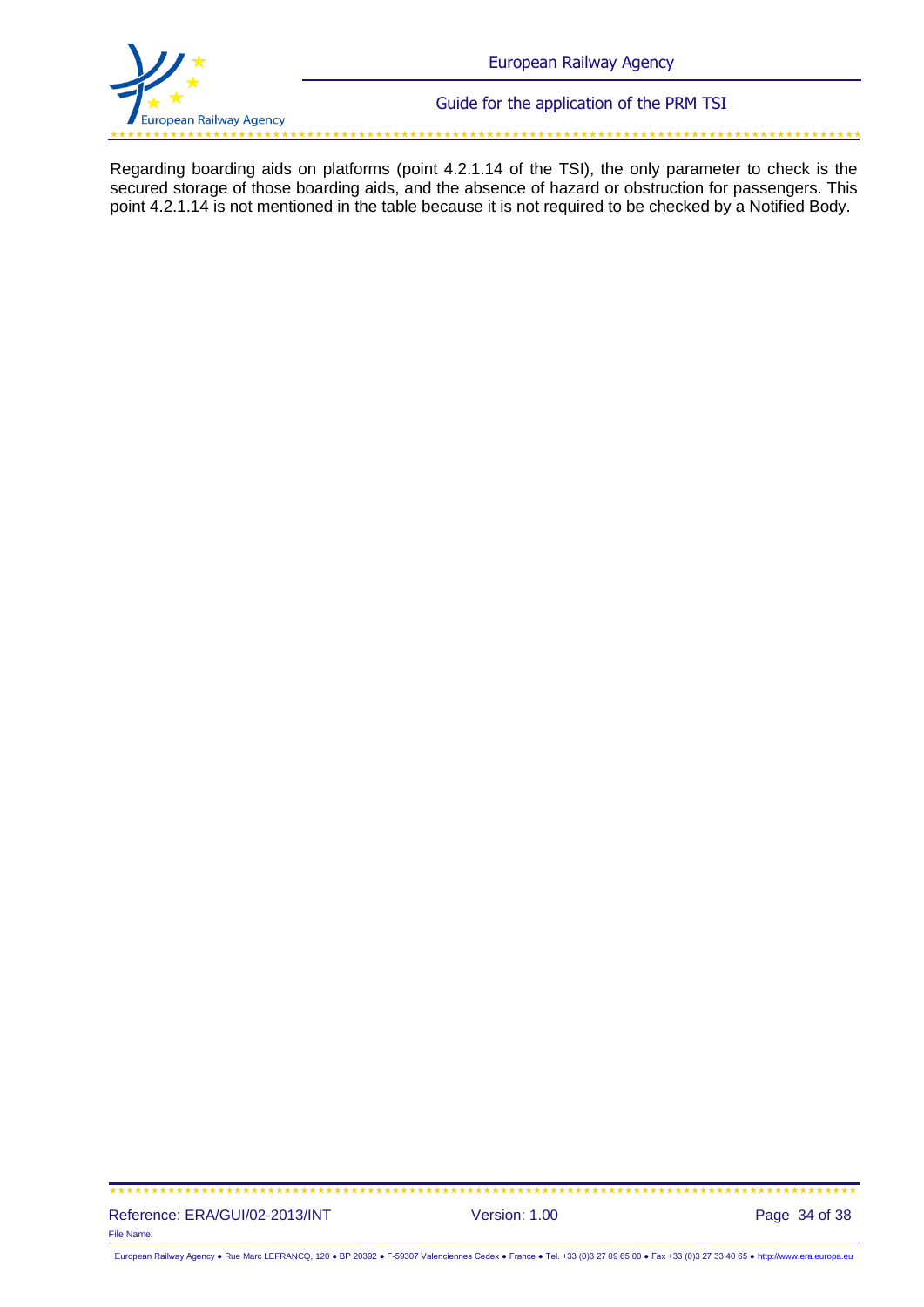Regarding boarding aids on platforms (point 4.2.1.14 of the TSI), the only parameter to check is the secured storage of those boarding aids, and the absence of hazard or obstruction for passengers. This point 4.2.1.14 is not mentioned in the table because it is not required to be checked by a Notified Body.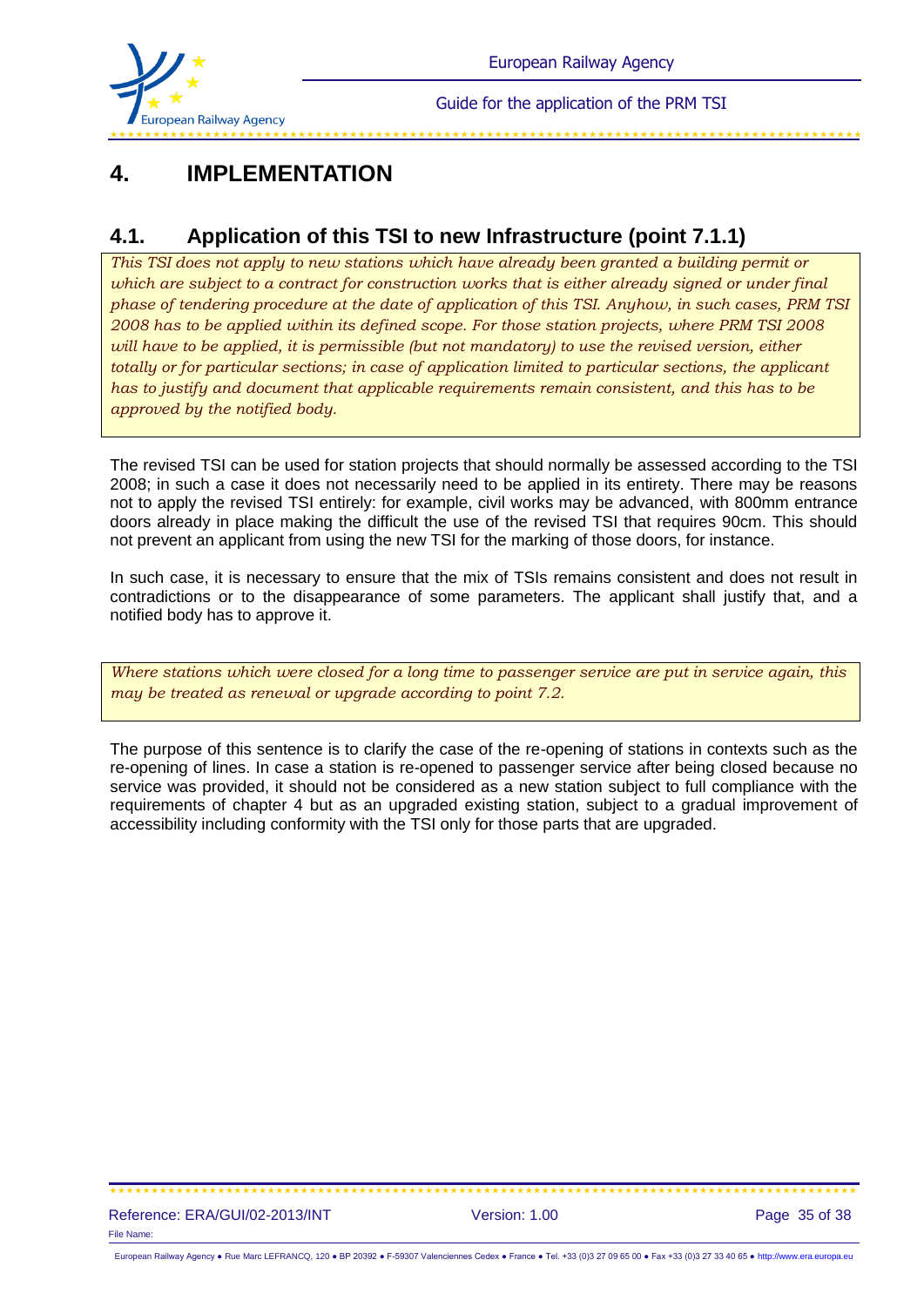# 4. IMPLEMENTATION

## 4.1. Application of this TSI to new Infrastructure (point 7.1.1)

*This TSI does not apply to new stations which have already been granted a building permit or which are subject to a contract for construction works that is either already signed or under final phase of tendering procedure at the date of application of this TSI. Anyhow, in such cases, PRM TSI 2008 has to be applied within its defined scope. For those station projects, where PRM TSI 2008 will have to be applied, it is permissible (but not mandatory) to use the revised version, either totally or for particular sections; in case of application limited to particular sections, the applicant has to justify and document that applicable requirements remain consistent, and this has to be approved by the notified body.*

The revised TSI can be used for station projects that should normally be assessed according to the TSI 2008; in such a case it does not necessarily need to be applied in its entirety. There may be reasons not to apply the revised TSI entirely: for example, civil works may be advanced, with 800mm entrance doors already in place making the difficult the use of the revised TSI that requires 90cm. This should not prevent an applicant from using the new TSI for the marking of those doors, for instance.

In such case, it is necessary to ensure that the mix of TSIs remains consistent and does not result in contradictions or to the disappearance of some parameters. The applicant shall justify that, and a notified body has to approve it.

*Where stations which were closed for a long time to passenger service are put in service again, this may be treated as renewal or upgrade according to point 7.2.*

The purpose of this sentence is to clarify the case of the re-opening of stations in contexts such as the re-opening of lines. In case a station is re-opened to passenger service after being closed because no service was provided, it should not be considered as a new station subject to full compliance with the requirements of chapter 4 but as an upgraded existing station, subject to a gradual improvement of accessibility including conformity with the TSI only for those parts that are upgraded.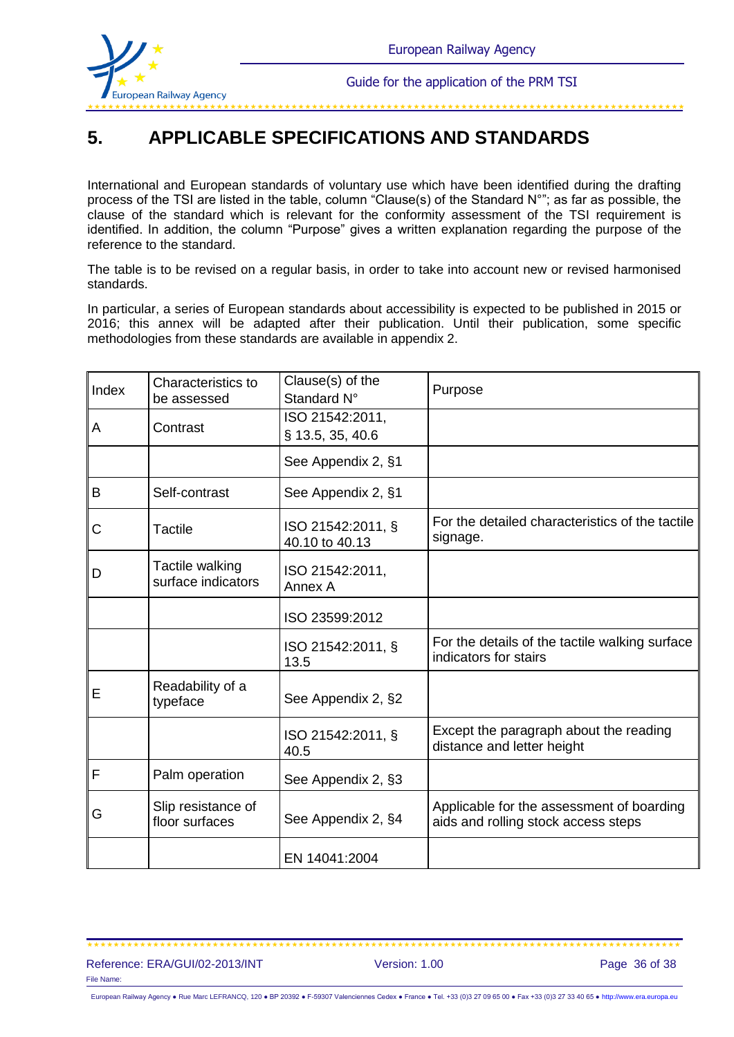# 5. APPLICABLE SPECIFICATIONS AND STANDARDS

International and European standards of voluntary use which have been identified during the drafting process of the TSI are listed in the table, column "Clause(s) of the Standard N°"; as far as possible, the clause of the standard which is relevant for the conformity assessment of the TSI requirement is identified. In addition, the column "Purpose" gives a written explanation regarding the purpose of the reference to the standard.

The table is to be revised on a regular basis, in order to take into account new or revised harmonised standards.

In particular, a series of European standards about accessibility is expected to be published in 2015 or 2016; this annex will be adapted after their publication. Until their publication, some specific methodologies from these standards are available in appendix 2.

| Index | Characteristics to be assessed | Clause(s) of the Standard N° | Purpose |
|---|---|---|---|
| A | Contrast | ISO 21542:2011, § 13.5, 35, 40.6 | |
| | | See Appendix 2, §1 | |
| B | Self-contrast | See Appendix 2, §1 | |
| C | Tactile | ISO 21542:2011, § 40.10 to 40.13 | For the detailed characteristics of the tactile signage. |
| D | Tactile walking surface indicators | ISO 21542:2011, Annex A | |
| | | ISO 23599:2012 | |
| | | ISO 21542:2011, § 13.5 | For the details of the tactile walking surface indicators for stairs |
| E | Readability of a typeface | See Appendix 2, §2 | |
| | | ISO 21542:2011, § 40.5 | Except the paragraph about the reading distance and letter height |
| F | Palm operation | See Appendix 2, §3 | |
| G | Slip resistance of floor surfaces | See Appendix 2, §4 | Applicable for the assessment of boarding aids and rolling stock access steps |
| | | EN 14041:2004 | |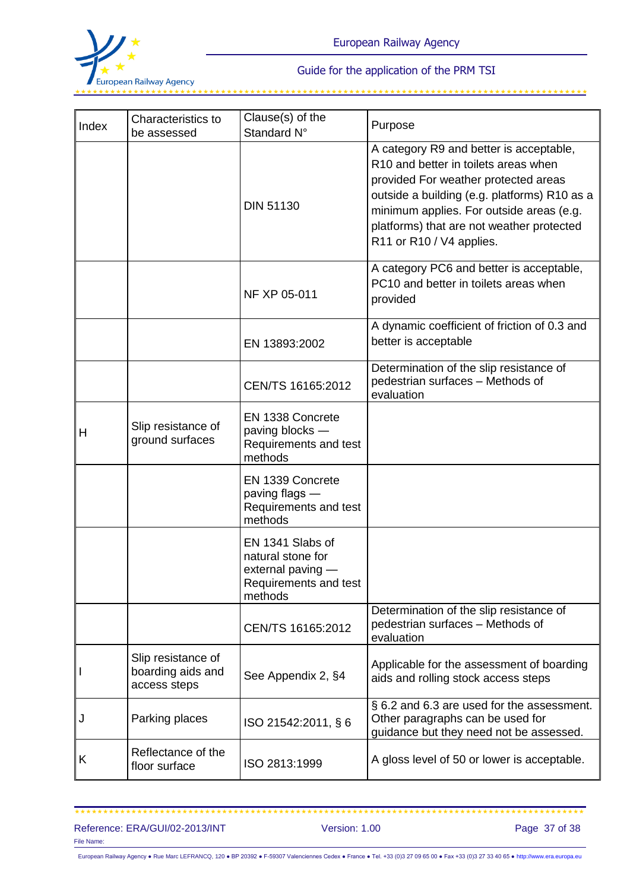| Index | Characteristics to be assessed | Clause(s) of the Standard N° | Purpose |
|---|---|---|---|
| | | DIN 51130 | A category R9 and better is acceptable, R10 and better in toilets areas when provided For weather protected areas outside a building (e.g. platforms) R10 as a minimum applies. For outside areas (e.g. platforms) that are not weather protected R11 or R10 / V4 applies. |
| | | NF XP 05-011 | A category PC6 and better is acceptable, PC10 and better in toilets areas when provided |
| | | EN 13893:2002 | A dynamic coefficient of friction of 0.3 and better is acceptable |
| | | CEN/TS 16165:2012 | Determination of the slip resistance of pedestrian surfaces – Methods of evaluation |
| H | Slip resistance of ground surfaces | EN 1338 Concrete paving blocks — Requirements and test methods | |
| | | EN 1339 Concrete paving flags — Requirements and test methods | |
| | | EN 1341 Slabs of natural stone for external paving — Requirements and test methods | |
| | | CEN/TS 16165:2012 | Determination of the slip resistance of pedestrian surfaces – Methods of evaluation |
| I | Slip resistance of boarding aids and access steps | See Appendix 2, §4 | Applicable for the assessment of boarding aids and rolling stock access steps |
| J | Parking places | ISO 21542:2011, § 6 | § 6.2 and 6.3 are used for the assessment. Other paragraphs can be used for guidance but they need not be assessed. |
| K | Reflectance of the floor surface | ISO 2813:1999 | A gloss level of 50 or lower is acceptable. |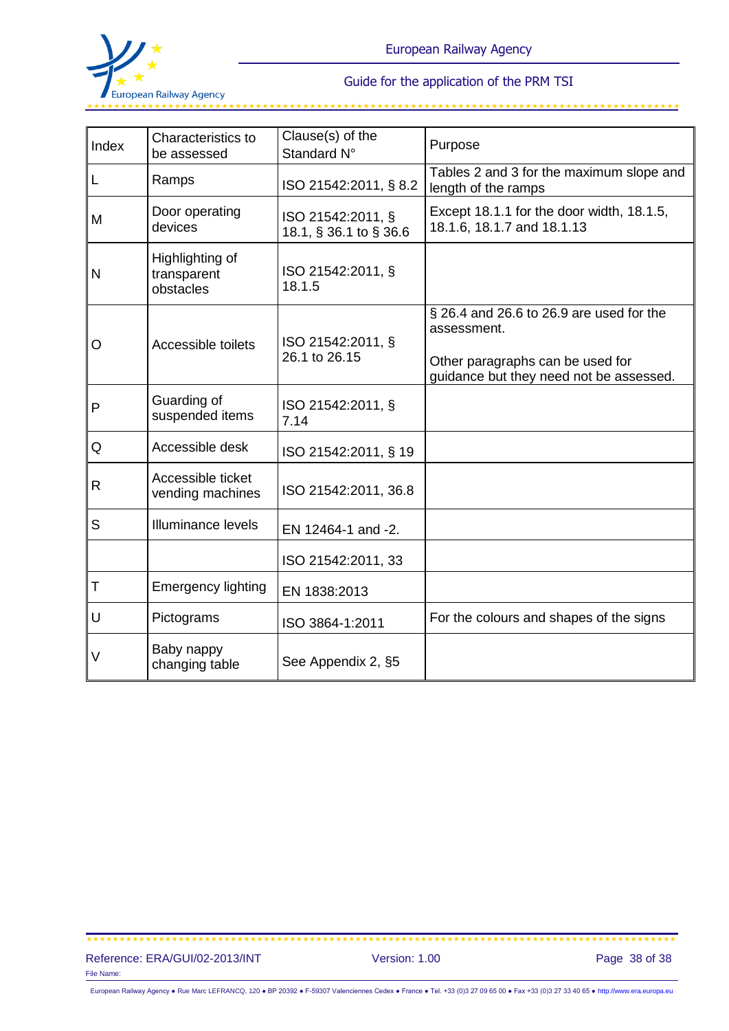| Index | Characteristics to be assessed | Clause(s) of the Standard N° | Purpose |
|---|---|---|---|
| L | Ramps | ISO 21542:2011, § 8.2 | Tables 2 and 3 for the maximum slope and length of the ramps |
| M | Door operating devices | ISO 21542:2011, § 18.1, § 36.1 to § 36.6 | Except 18.1.1 for the door width, 18.1.5, 18.1.6, 18.1.7 and 18.1.13 |
| N | Highlighting of transparent obstacles | ISO 21542:2011, § 18.1.5 | |
| O | Accessible toilets | ISO 21542:2011, § 26.1 to 26.15 | § 26.4 and 26.6 to 26.9 are used for the assessment.<br><br>Other paragraphs can be used for guidance but they need not be assessed. |
| P | Guarding of suspended items | ISO 21542:2011, § 7.14 | |
| Q | Accessible desk | ISO 21542:2011, § 19 | |
| R | Accessible ticket vending machines | ISO 21542:2011, 36.8 | |
| S | Illuminance levels | EN 12464-1 and -2. | |
| | | ISO 21542:2011, 33 | |
| T | Emergency lighting | EN 1838:2013 | |
| U | Pictograms | ISO 3864-1:2011 | For the colours and shapes of the signs |
| V | Baby nappy changing table | See Appendix 2, §5 | |